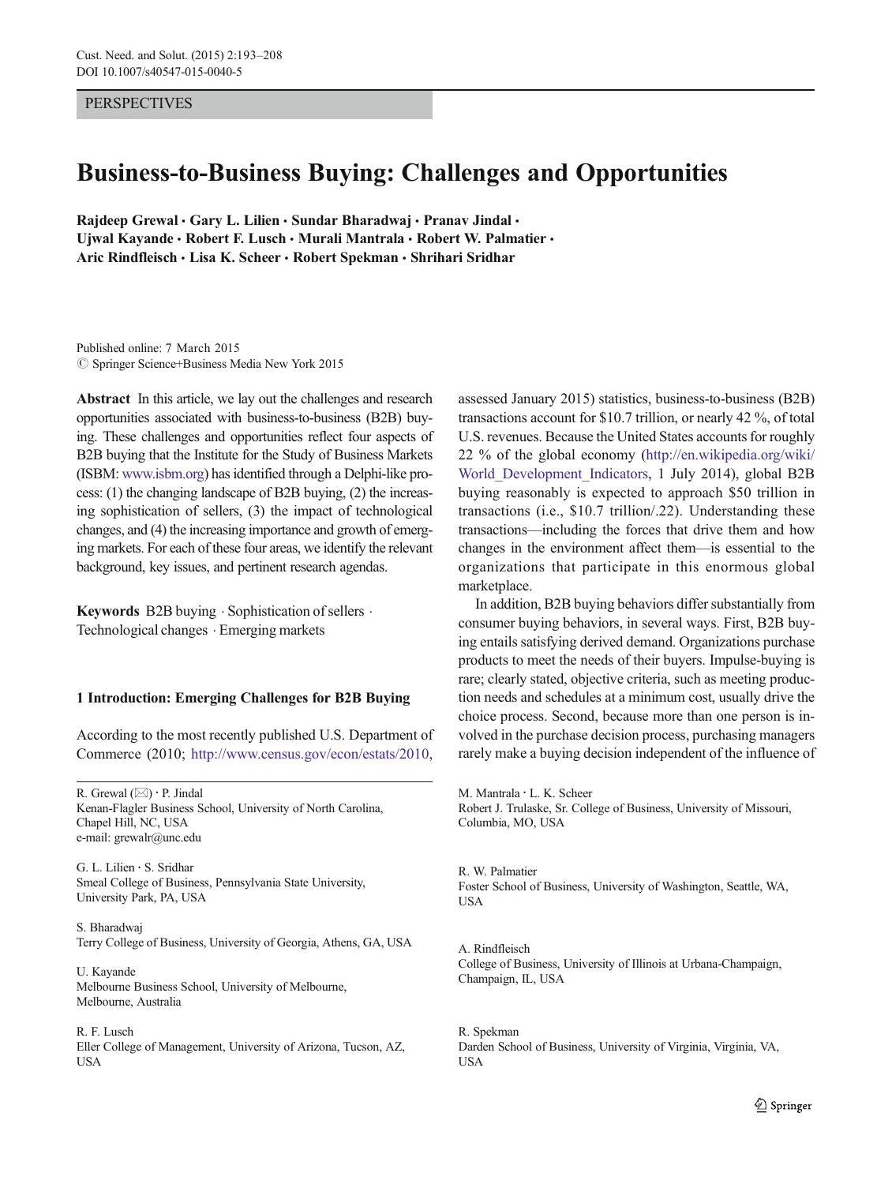PERSPECTIVES

# Business-to-Business Buying: Challenges and Opportunities

**Rajdeep Grewal · Gary L. Lilien · Sundar Bharadwaj · Pranav Jindal · Ujwal Kayande · Robert F. Lusch · Murali Mantrala · Robert W. Palmatier · Aric Rindfleisch · Lisa K. Scheer · Robert Spekman · Shrihari Sridhar**

Published online: 7 March 2015
© Springer Science+Business Media New York 2015

**Abstract** In this article, we lay out the challenges and research opportunities associated with business-to-business (B2B) buying. These challenges and opportunities reflect four aspects of B2B buying that the Institute for the Study of Business Markets (ISBM: www.isbm.org) has identified through a Delphi-like process: (1) the changing landscape of B2B buying, (2) the increasing sophistication of sellers, (3) the impact of technological changes, and (4) the increasing importance and growth of emerging markets. For each of these four areas, we identify the relevant background, key issues, and pertinent research agendas.

**Keywords** B2B buying · Sophistication of sellers · Technological changes · Emerging markets

## 1 Introduction: Emerging Challenges for B2B Buying

According to the most recently published U.S. Department of Commerce (2010; http://www.census.gov/econ/estats/2010, assessed January 2015) statistics, business-to-business (B2B) transactions account for $10.7 trillion, or nearly 42 %, of total U.S. revenues. Because the United States accounts for roughly 22 % of the global economy (http://en.wikipedia.org/wiki/World_Development_Indicators, 1 July 2014), global B2B buying reasonably is expected to approach $50 trillion in transactions (i.e., $10.7 trillion/.22). Understanding these transactions—including the forces that drive them and how changes in the environment affect them—is essential to the organizations that participate in this enormous global marketplace.

In addition, B2B buying behaviors differ substantially from consumer buying behaviors, in several ways. First, B2B buying entails satisfying derived demand. Organizations purchase products to meet the needs of their buyers. Impulse-buying is rare; clearly stated, objective criteria, such as meeting production needs and schedules at a minimum cost, usually drive the choice process. Second, because more than one person is involved in the purchase decision process, purchasing managers rarely make a buying decision independent of the influence of

---

R. Grewal (✉) · P. Jindal
Kenan-Flagler Business School, University of North Carolina, Chapel Hill, NC, USA
e-mail: grewalr@unc.edu

G. L. Lilien · S. Sridhar
Smeal College of Business, Pennsylvania State University, University Park, PA, USA

S. Bharadwaj
Terry College of Business, University of Georgia, Athens, GA, USA

U. Kayande
Melbourne Business School, University of Melbourne, Melbourne, Australia

R. F. Lusch
Eller College of Management, University of Arizona, Tucson, AZ, USA

M. Mantrala · L. K. Scheer
Robert J. Trulaske, Sr. College of Business, University of Missouri, Columbia, MO, USA

R. W. Palmatier
Foster School of Business, University of Washington, Seattle, WA, USA

A. Rindfleisch
College of Business, University of Illinois at Urbana-Champaign, Champaign, IL, USA

R. Spekman
Darden School of Business, University of Virginia, Virginia, VA, USA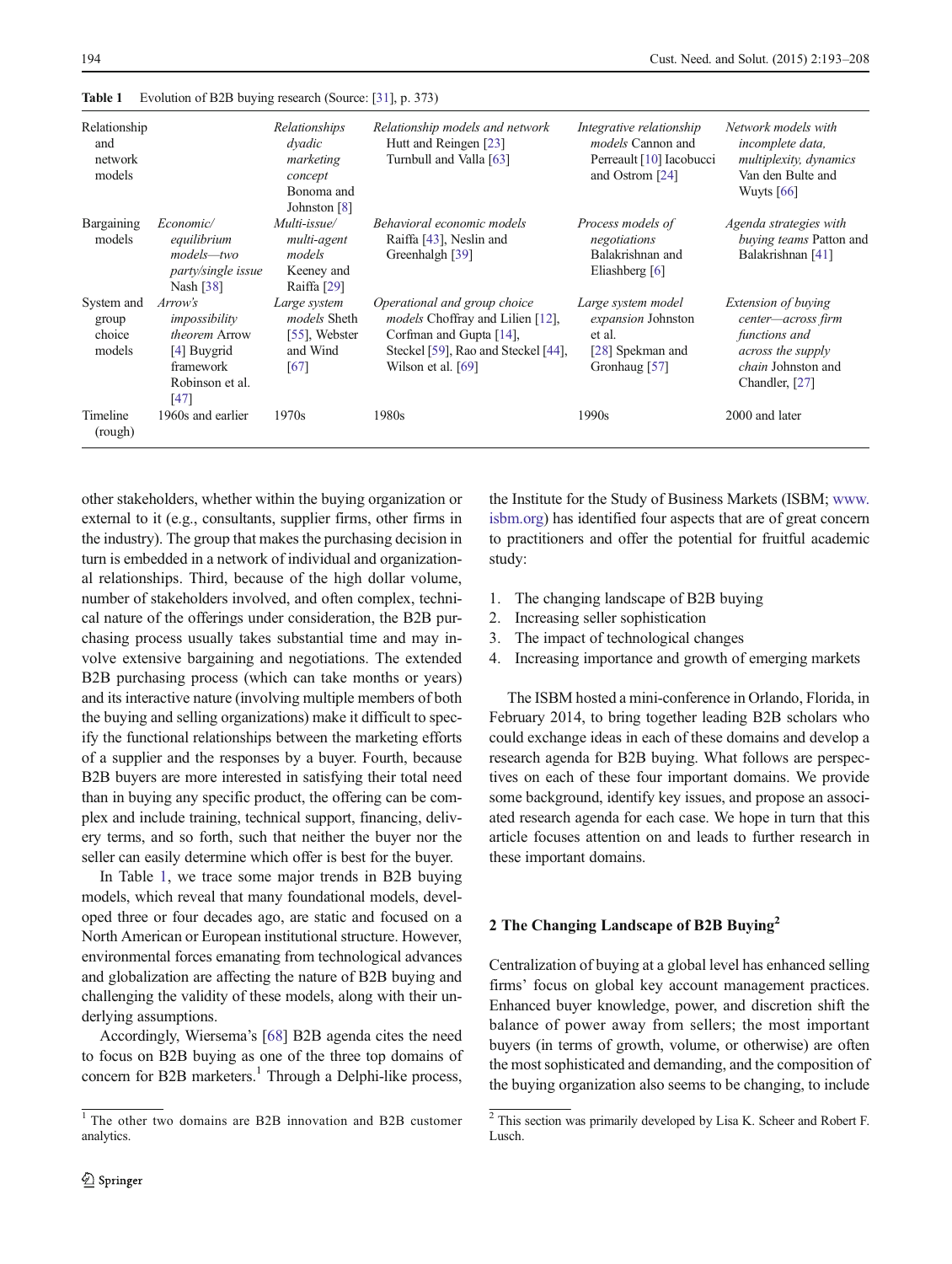Table 1 Evolution of B2B buying research (Source: [31], p. 373)

| | | | | | |
|---|---|---|---|---|---|
| Relationship and network models | | *Relationships dyadic marketing concept* Bonoma and Johnston [8] | *Relationship models and network* Hutt and Reingen [23] Turnbull and Valla [63] | *Integrative relationship models* Cannon and Perreault [10] Iacobucci and Ostrom [24] | *Network models with incomplete data, multiplexity, dynamics* Van den Bulte and Wuyts [66] |
| Bargaining models | *Economic/ equilibrium models—two party/single issue* Nash [38] | *Multi-issue/ multi-agent models* Keeney and Raiffa [29] | *Behavioral economic models* Raiffa [43], Neslin and Greenhalgh [39] | *Process models of negotiations* Balakrishnan and Eliashberg [6] | *Agenda strategies with buying teams* Patton and Balakrishnan [41] |
| System and group choice models | *Arrow's impossibility theorem* Arrow [4] Buygrid framework Robinson et al. [47] | *Large system models* Sheth [55], Webster and Wind [67] | *Operational and group choice models* Choffray and Lilien [12], Corfman and Gupta [14], Steckel [59], Rao and Steckel [44], Wilson et al. [69] | *Large system model expansion* Johnston et al. [28] Spekman and Gronhaug [57] | *Extension of buying center—across firm functions and across the supply chain* Johnston and Chandler, [27] |
| Timeline (rough) | 1960s and earlier | 1970s | 1980s | 1990s | 2000 and later |

other stakeholders, whether within the buying organization or external to it (e.g., consultants, supplier firms, other firms in the industry). The group that makes the purchasing decision in turn is embedded in a network of individual and organizational relationships. Third, because of the high dollar volume, number of stakeholders involved, and often complex, technical nature of the offerings under consideration, the B2B purchasing process usually takes substantial time and may involve extensive bargaining and negotiations. The extended B2B purchasing process (which can take months or years) and its interactive nature (involving multiple members of both the buying and selling organizations) make it difficult to specify the functional relationships between the marketing efforts of a supplier and the responses by a buyer. Fourth, because B2B buyers are more interested in satisfying their total need than in buying any specific product, the offering can be complex and include training, technical support, financing, delivery terms, and so forth, such that neither the buyer nor the seller can easily determine which offer is best for the buyer.

In Table 1, we trace some major trends in B2B buying models, which reveal that many foundational models, developed three or four decades ago, are static and focused on a North American or European institutional structure. However, environmental forces emanating from technological advances and globalization are affecting the nature of B2B buying and challenging the validity of these models, along with their underlying assumptions.

Accordingly, Wiersema's [68] B2B agenda cites the need to focus on B2B buying as one of the three top domains of concern for B2B marketers.[1] Through a Delphi-like process, the Institute for the Study of Business Markets (ISBM; www.isbm.org) has identified four aspects that are of great concern to practitioners and offer the potential for fruitful academic study:

1. The changing landscape of B2B buying
2. Increasing seller sophistication
3. The impact of technological changes
4. Increasing importance and growth of emerging markets

The ISBM hosted a mini-conference in Orlando, Florida, in February 2014, to bring together leading B2B scholars who could exchange ideas in each of these domains and develop a research agenda for B2B buying. What follows are perspectives on each of these four important domains. We provide some background, identify key issues, and propose an associated research agenda for each case. We hope in turn that this article focuses attention on and leads to further research in these important domains.

## 2 The Changing Landscape of B2B Buying[2]

Centralization of buying at a global level has enhanced selling firms' focus on global key account management practices. Enhanced buyer knowledge, power, and discretion shift the balance of power away from sellers; the most important buyers (in terms of growth, volume, or otherwise) are often the most sophisticated and demanding, and the composition of the buying organization also seems to be changing, to include

[1] The other two domains are B2B innovation and B2B customer analytics.

[2] This section was primarily developed by Lisa K. Scheer and Robert F. Lusch.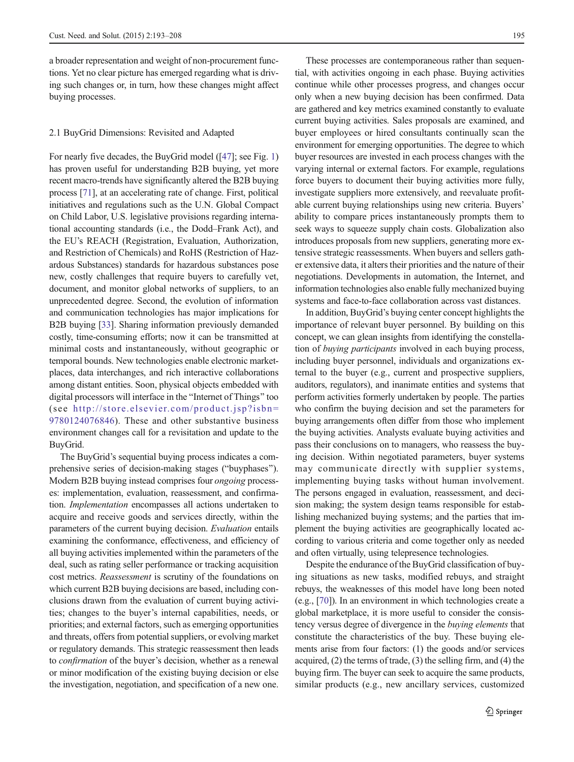a broader representation and weight of non-procurement functions. Yet no clear picture has emerged regarding what is driving such changes or, in turn, how these changes might affect buying processes.

### 2.1 BuyGrid Dimensions: Revisited and Adapted

For nearly five decades, the BuyGrid model ([47]; see Fig. 1) has proven useful for understanding B2B buying, yet more recent macro-trends have significantly altered the B2B buying process [71], at an accelerating rate of change. First, political initiatives and regulations such as the U.N. Global Compact on Child Labor, U.S. legislative provisions regarding international accounting standards (i.e., the Dodd–Frank Act), and the EU's REACH (Registration, Evaluation, Authorization, and Restriction of Chemicals) and RoHS (Restriction of Hazardous Substances) standards for hazardous substances pose new, costly challenges that require buyers to carefully vet, document, and monitor global networks of suppliers, to an unprecedented degree. Second, the evolution of information and communication technologies has major implications for B2B buying [33]. Sharing information previously demanded costly, time-consuming efforts; now it can be transmitted at minimal costs and instantaneously, without geographic or temporal bounds. New technologies enable electronic marketplaces, data interchanges, and rich interactive collaborations among distant entities. Soon, physical objects embedded with digital processors will interface in the "Internet of Things" too (see http://store.elsevier.com/product.jsp?isbn=9780124076846). These and other substantive business environment changes call for a revisitation and update to the BuyGrid.

The BuyGrid's sequential buying process indicates a comprehensive series of decision-making stages ("buyphases"). Modern B2B buying instead comprises four *ongoing* processes: implementation, evaluation, reassessment, and confirmation. *Implementation* encompasses all actions undertaken to acquire and receive goods and services directly, within the parameters of the current buying decision. *Evaluation* entails examining the conformance, effectiveness, and efficiency of all buying activities implemented within the parameters of the deal, such as rating seller performance or tracking acquisition cost metrics. *Reassessment* is scrutiny of the foundations on which current B2B buying decisions are based, including conclusions drawn from the evaluation of current buying activities; changes to the buyer's internal capabilities, needs, or priorities; and external factors, such as emerging opportunities and threats, offers from potential suppliers, or evolving market or regulatory demands. This strategic reassessment then leads to *confirmation* of the buyer's decision, whether as a renewal or minor modification of the existing buying decision or else the investigation, negotiation, and specification of a new one.

These processes are contemporaneous rather than sequential, with activities ongoing in each phase. Buying activities continue while other processes progress, and changes occur only when a new buying decision has been confirmed. Data are gathered and key metrics examined constantly to evaluate current buying activities. Sales proposals are examined, and buyer employees or hired consultants continually scan the environment for emerging opportunities. The degree to which buyer resources are invested in each process changes with the varying internal or external factors. For example, regulations force buyers to document their buying activities more fully, investigate suppliers more extensively, and reevaluate profitable current buying relationships using new criteria. Buyers' ability to compare prices instantaneously prompts them to seek ways to squeeze supply chain costs. Globalization also introduces proposals from new suppliers, generating more extensive strategic reassessments. When buyers and sellers gather extensive data, it alters their priorities and the nature of their negotiations. Developments in automation, the Internet, and information technologies also enable fully mechanized buying systems and face-to-face collaboration across vast distances.

In addition, BuyGrid's buying center concept highlights the importance of relevant buyer personnel. By building on this concept, we can glean insights from identifying the constellation of *buying participants* involved in each buying process, including buyer personnel, individuals and organizations external to the buyer (e.g., current and prospective suppliers, auditors, regulators), and inanimate entities and systems that perform activities formerly undertaken by people. The parties who confirm the buying decision and set the parameters for buying arrangements often differ from those who implement the buying activities. Analysts evaluate buying activities and pass their conclusions on to managers, who reassess the buying decision. Within negotiated parameters, buyer systems may communicate directly with supplier systems, implementing buying tasks without human involvement. The persons engaged in evaluation, reassessment, and decision making; the system design teams responsible for establishing mechanized buying systems; and the parties that implement the buying activities are geographically located according to various criteria and come together only as needed and often virtually, using telepresence technologies.

Despite the endurance of the BuyGrid classification of buying situations as new tasks, modified rebuys, and straight rebuys, the weaknesses of this model have long been noted (e.g., [70]). In an environment in which technologies create a global marketplace, it is more useful to consider the consistency versus degree of divergence in the *buying elements* that constitute the characteristics of the buy. These buying elements arise from four factors: (1) the goods and/or services acquired, (2) the terms of trade, (3) the selling firm, and (4) the buying firm. The buyer can seek to acquire the same products, similar products (e.g., new ancillary services, customized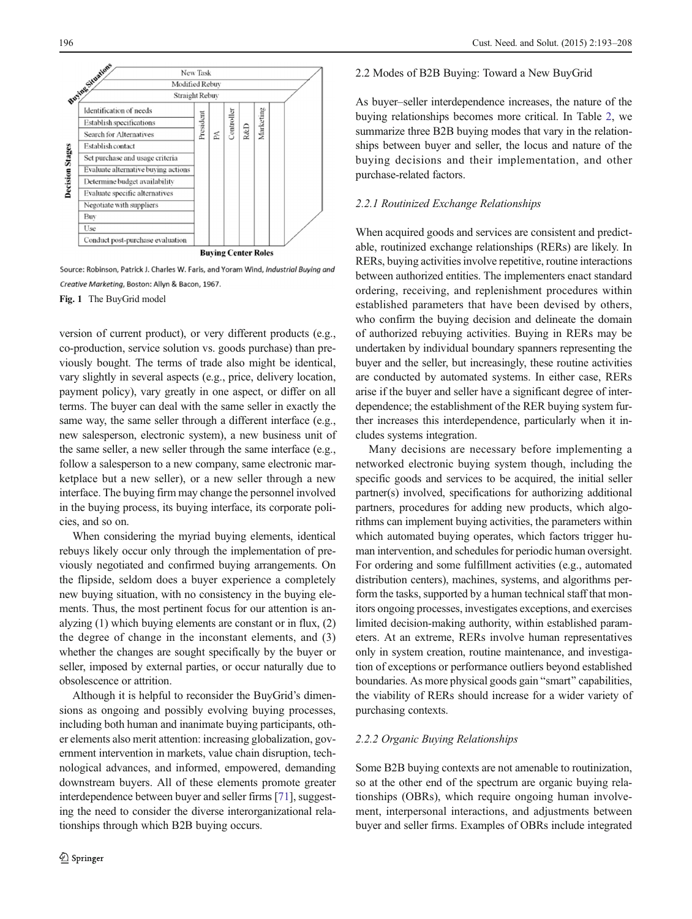Buying Situations

New Task

Modified Rebuy

Straight Rebuy

Decision Stages

Identification of needs

Establish specifications

Search for Alternatives

Establish contact

Set purchase and usage criteria

Evaluate alternative buying actions

Determine budget availability

Evaluate specific alternatives

Negotiate with suppliers

Buy

Use

Conduct post-purchase evaluation

President

PA

Controller

R&D

Marketing

Buying Center Roles

Source: Robinson, Patrick J. Charles W. Faris, and Yoram Wind, *Industrial Buying and Creative Marketing*, Boston: Allyn & Bacon, 1967.

**Fig. 1** The BuyGrid model

version of current product), or very different products (e.g., co-production, service solution vs. goods purchase) than previously bought. The terms of trade also might be identical, vary slightly in several aspects (e.g., price, delivery location, payment policy), vary greatly in one aspect, or differ on all terms. The buyer can deal with the same seller in exactly the same way, the same seller through a different interface (e.g., new salesperson, electronic system), a new business unit of the same seller, a new seller through the same interface (e.g., follow a salesperson to a new company, same electronic marketplace but a new seller), or a new seller through a new interface. The buying firm may change the personnel involved in the buying process, its buying interface, its corporate policies, and so on.

When considering the myriad buying elements, identical rebuys likely occur only through the implementation of previously negotiated and confirmed buying arrangements. On the flipside, seldom does a buyer experience a completely new buying situation, with no consistency in the buying elements. Thus, the most pertinent focus for our attention is analyzing (1) which buying elements are constant or in flux, (2) the degree of change in the inconstant elements, and (3) whether the changes are sought specifically by the buyer or seller, imposed by external parties, or occur naturally due to obsolescence or attrition.

Although it is helpful to reconsider the BuyGrid's dimensions as ongoing and possibly evolving buying processes, including both human and inanimate buying participants, other elements also merit attention: increasing globalization, government intervention in markets, value chain disruption, technological advances, and informed, empowered, demanding downstream buyers. All of these elements promote greater interdependence between buyer and seller firms [71], suggesting the need to consider the diverse interorganizational relationships through which B2B buying occurs.

### 2.2 Modes of B2B Buying: Toward a New BuyGrid

As buyer–seller interdependence increases, the nature of the buying relationships becomes more critical. In Table 2, we summarize three B2B buying modes that vary in the relationships between buyer and seller, the locus and nature of the buying decisions and their implementation, and other purchase-related factors.

#### *2.2.1 Routinized Exchange Relationships*

When acquired goods and services are consistent and predictable, routinized exchange relationships (RERs) are likely. In RERs, buying activities involve repetitive, routine interactions between authorized entities. The implementers enact standard ordering, receiving, and replenishment procedures within established parameters that have been devised by others, who confirm the buying decision and delineate the domain of authorized rebuying activities. Buying in RERs may be undertaken by individual boundary spanners representing the buyer and the seller, but increasingly, these routine activities are conducted by automated systems. In either case, RERs arise if the buyer and seller have a significant degree of interdependence; the establishment of the RER buying system further increases this interdependence, particularly when it includes systems integration.

Many decisions are necessary before implementing a networked electronic buying system though, including the specific goods and services to be acquired, the initial seller partner(s) involved, specifications for authorizing additional partners, procedures for adding new products, which algorithms can implement buying activities, the parameters within which automated buying operates, which factors trigger human intervention, and schedules for periodic human oversight. For ordering and some fulfillment activities (e.g., automated distribution centers), machines, systems, and algorithms perform the tasks, supported by a human technical staff that monitors ongoing processes, investigates exceptions, and exercises limited decision-making authority, within established parameters. At an extreme, RERs involve human representatives only in system creation, routine maintenance, and investigation of exceptions or performance outliers beyond established boundaries. As more physical goods gain "smart" capabilities, the viability of RERs should increase for a wider variety of purchasing contexts.

#### *2.2.2 Organic Buying Relationships*

Some B2B buying contexts are not amenable to routinization, so at the other end of the spectrum are organic buying relationships (OBRs), which require ongoing human involvement, interpersonal interactions, and adjustments between buyer and seller firms. Examples of OBRs include integrated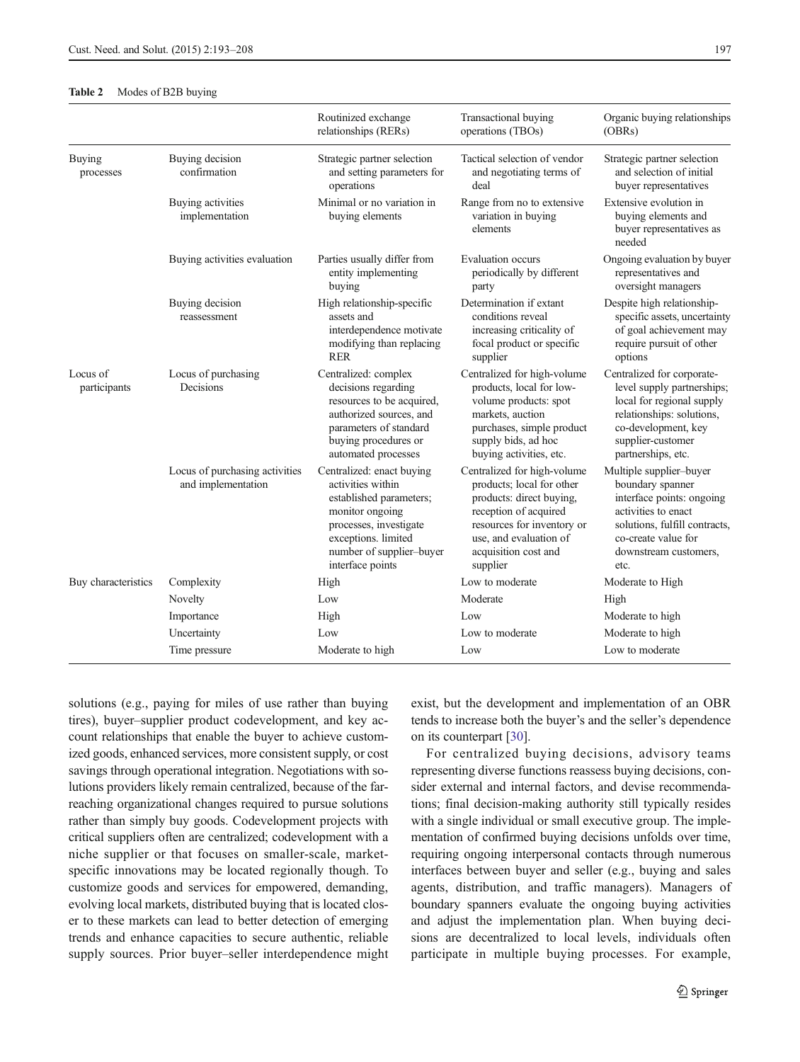**Table 2** Modes of B2B buying

| | | Routinized exchange relationships (RERs) | Transactional buying operations (TBOs) | Organic buying relationships (OBRs) |
|---|---|---|---|---|
| Buying processes | Buying decision confirmation | Strategic partner selection and setting parameters for operations | Tactical selection of vendor and negotiating terms of deal | Strategic partner selection and selection of initial buyer representatives |
| | Buying activities implementation | Minimal or no variation in buying elements | Range from no to extensive variation in buying elements | Extensive evolution in buying elements and buyer representatives as needed |
| | Buying activities evaluation | Parties usually differ from entity implementing buying | Evaluation occurs periodically by different party | Ongoing evaluation by buyer representatives and oversight managers |
| | Buying decision reassessment | High relationship-specific assets and interdependence motivate modifying than replacing RER | Determination if extant conditions reveal increasing criticality of focal product or specific supplier | Despite high relationship-specific assets, uncertainty of goal achievement may require pursuit of other options |
| Locus of participants | Locus of purchasing Decisions | Centralized: complex decisions regarding resources to be acquired, authorized sources, and parameters of standard buying procedures or automated processes | Centralized for high-volume products, local for low-volume products: spot markets, auction purchases, simple product supply bids, ad hoc buying activities, etc. | Centralized for corporate-level supply partnerships; local for regional supply relationships: solutions, co-development, key supplier-customer partnerships, etc. |
| | Locus of purchasing activities and implementation | Centralized: enact buying activities within established parameters; monitor ongoing processes, investigate exceptions. limited number of supplier–buyer interface points | Centralized for high-volume products; local for other products: direct buying, reception of acquired resources for inventory or use, and evaluation of acquisition cost and supplier | Multiple supplier–buyer boundary spanner interface points: ongoing activities to enact solutions, fulfill contracts, co-create value for downstream customers, etc. |
| Buy characteristics | Complexity | High | Low to moderate | Moderate to High |
| | Novelty | Low | Moderate | High |
| | Importance | High | Low | Moderate to high |
| | Uncertainty | Low | Low to moderate | Moderate to high |
| | Time pressure | Moderate to high | Low | Low to moderate |

solutions (e.g., paying for miles of use rather than buying tires), buyer–supplier product codevelopment, and key account relationships that enable the buyer to achieve customized goods, enhanced services, more consistent supply, or cost savings through operational integration. Negotiations with solutions providers likely remain centralized, because of the far-reaching organizational changes required to pursue solutions rather than simply buy goods. Codevelopment projects with critical suppliers often are centralized; codevelopment with a niche supplier or that focuses on smaller-scale, market-specific innovations may be located regionally though. To customize goods and services for empowered, demanding, evolving local markets, distributed buying that is located closer to these markets can lead to better detection of emerging trends and enhance capacities to secure authentic, reliable supply sources. Prior buyer–seller interdependence might exist, but the development and implementation of an OBR tends to increase both the buyer's and the seller's dependence on its counterpart [30].

For centralized buying decisions, advisory teams representing diverse functions reassess buying decisions, consider external and internal factors, and devise recommendations; final decision-making authority still typically resides with a single individual or small executive group. The implementation of confirmed buying decisions unfolds over time, requiring ongoing interpersonal contacts through numerous interfaces between buyer and seller (e.g., buying and sales agents, distribution, and traffic managers). Managers of boundary spanners evaluate the ongoing buying activities and adjust the implementation plan. When buying decisions are decentralized to local levels, individuals often participate in multiple buying processes. For example,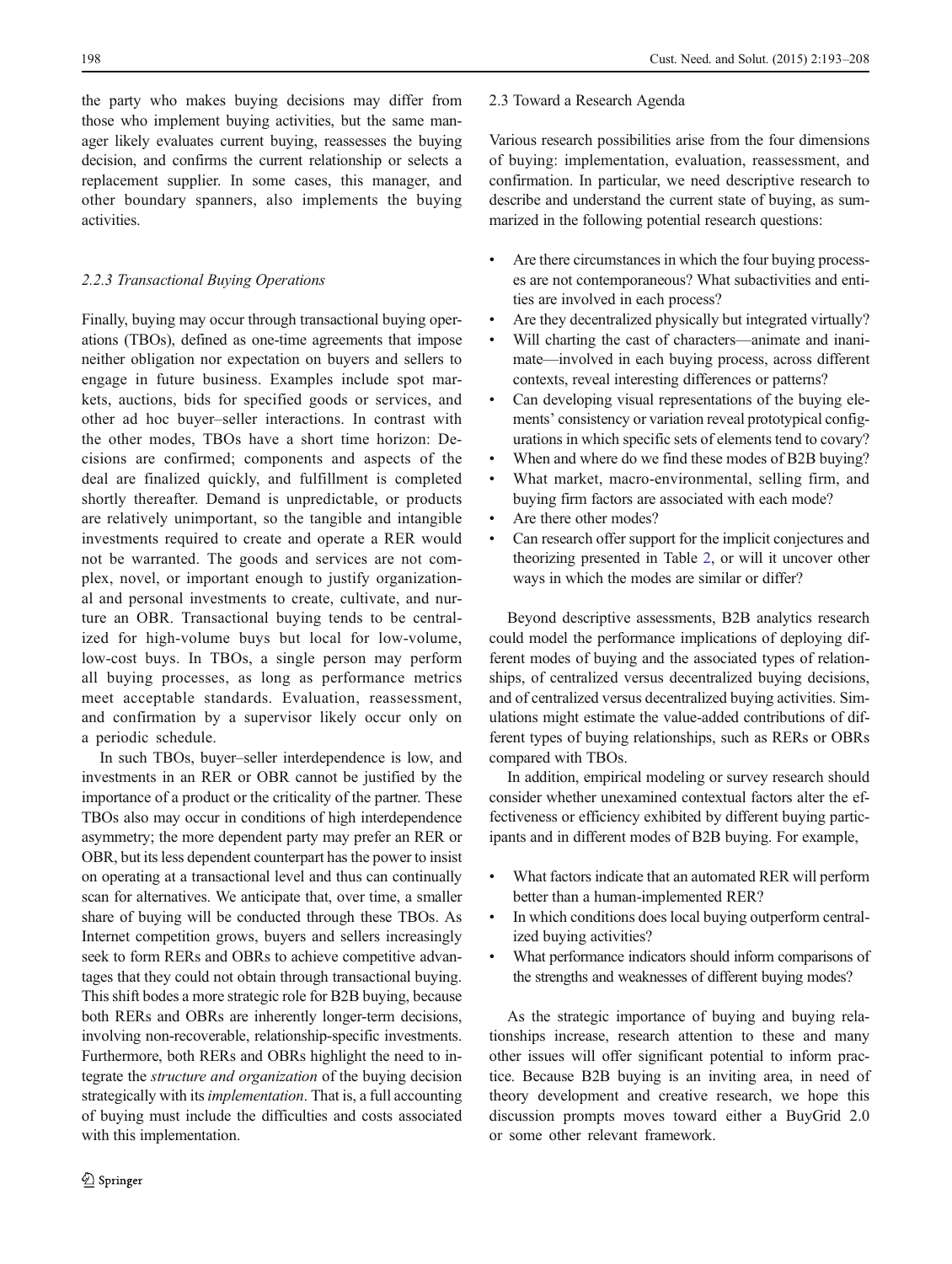the party who makes buying decisions may differ from those who implement buying activities, but the same manager likely evaluates current buying, reassesses the buying decision, and confirms the current relationship or selects a replacement supplier. In some cases, this manager, and other boundary spanners, also implements the buying activities.

#### 2.2.3 Transactional Buying Operations

Finally, buying may occur through transactional buying operations (TBOs), defined as one-time agreements that impose neither obligation nor expectation on buyers and sellers to engage in future business. Examples include spot markets, auctions, bids for specified goods or services, and other ad hoc buyer–seller interactions. In contrast with the other modes, TBOs have a short time horizon: Decisions are confirmed; components and aspects of the deal are finalized quickly, and fulfillment is completed shortly thereafter. Demand is unpredictable, or products are relatively unimportant, so the tangible and intangible investments required to create and operate a RER would not be warranted. The goods and services are not complex, novel, or important enough to justify organizational and personal investments to create, cultivate, and nurture an OBR. Transactional buying tends to be centralized for high-volume buys but local for low-volume, low-cost buys. In TBOs, a single person may perform all buying processes, as long as performance metrics meet acceptable standards. Evaluation, reassessment, and confirmation by a supervisor likely occur only on a periodic schedule.

In such TBOs, buyer–seller interdependence is low, and investments in an RER or OBR cannot be justified by the importance of a product or the criticality of the partner. These TBOs also may occur in conditions of high interdependence asymmetry; the more dependent party may prefer an RER or OBR, but its less dependent counterpart has the power to insist on operating at a transactional level and thus can continually scan for alternatives. We anticipate that, over time, a smaller share of buying will be conducted through these TBOs. As Internet competition grows, buyers and sellers increasingly seek to form RERs and OBRs to achieve competitive advantages that they could not obtain through transactional buying. This shift bodes a more strategic role for B2B buying, because both RERs and OBRs are inherently longer-term decisions, involving non-recoverable, relationship-specific investments. Furthermore, both RERs and OBRs highlight the need to integrate the *structure and organization* of the buying decision strategically with its *implementation*. That is, a full accounting of buying must include the difficulties and costs associated with this implementation.

### 2.3 Toward a Research Agenda

Various research possibilities arise from the four dimensions of buying: implementation, evaluation, reassessment, and confirmation. In particular, we need descriptive research to describe and understand the current state of buying, as summarized in the following potential research questions:

- Are there circumstances in which the four buying processes are not contemporaneous? What subactivities and entities are involved in each process?
- Are they decentralized physically but integrated virtually?
- Will charting the cast of characters—animate and inanimate—involved in each buying process, across different contexts, reveal interesting differences or patterns?
- Can developing visual representations of the buying elements' consistency or variation reveal prototypical configurations in which specific sets of elements tend to covary?
- When and where do we find these modes of B2B buying?
- What market, macro-environmental, selling firm, and buying firm factors are associated with each mode?
- Are there other modes?
- Can research offer support for the implicit conjectures and theorizing presented in Table 2, or will it uncover other ways in which the modes are similar or differ?

Beyond descriptive assessments, B2B analytics research could model the performance implications of deploying different modes of buying and the associated types of relationships, of centralized versus decentralized buying decisions, and of centralized versus decentralized buying activities. Simulations might estimate the value-added contributions of different types of buying relationships, such as RERs or OBRs compared with TBOs.

In addition, empirical modeling or survey research should consider whether unexamined contextual factors alter the effectiveness or efficiency exhibited by different buying participants and in different modes of B2B buying. For example,

- What factors indicate that an automated RER will perform better than a human-implemented RER?
- In which conditions does local buying outperform centralized buying activities?
- What performance indicators should inform comparisons of the strengths and weaknesses of different buying modes?

As the strategic importance of buying and buying relationships increase, research attention to these and many other issues will offer significant potential to inform practice. Because B2B buying is an inviting area, in need of theory development and creative research, we hope this discussion prompts moves toward either a BuyGrid 2.0 or some other relevant framework.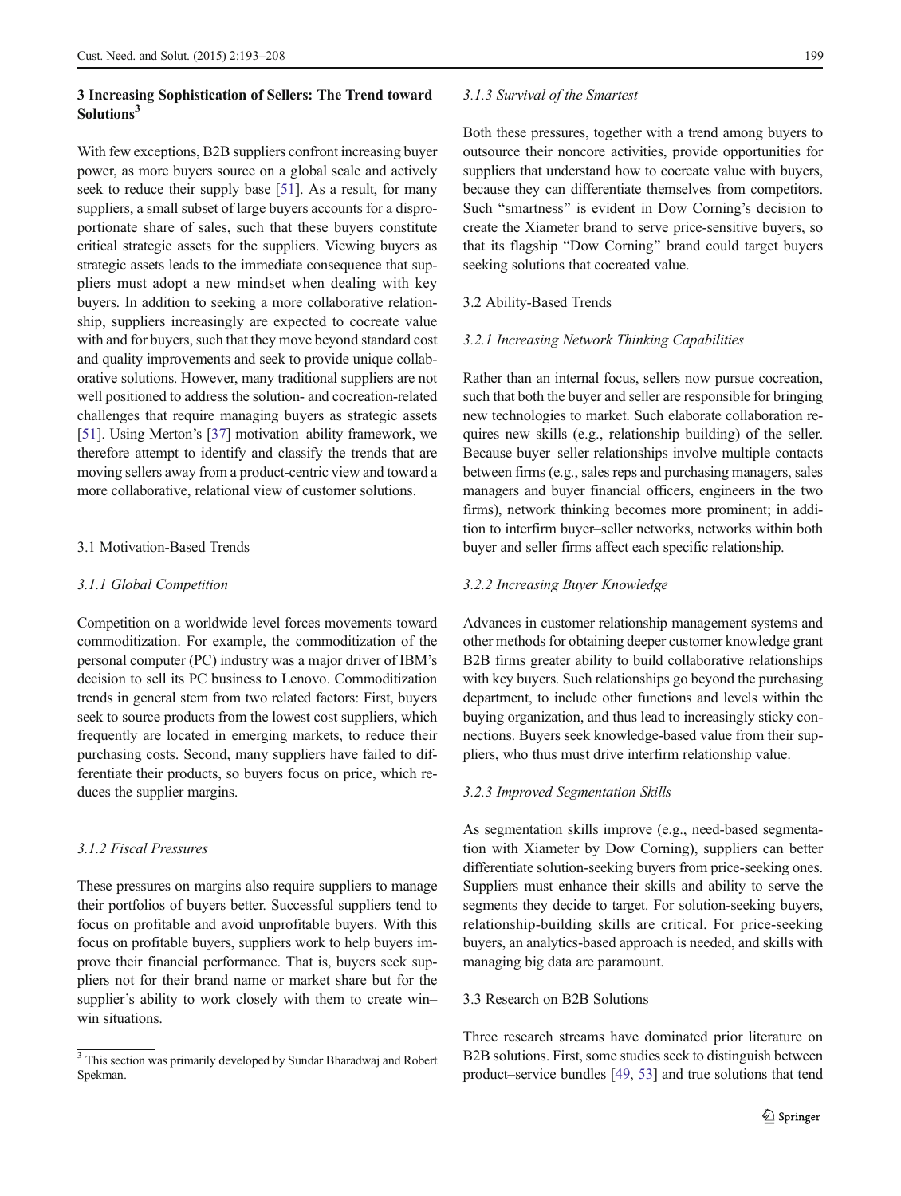## 3 Increasing Sophistication of Sellers: The Trend toward Solutions[3]

With few exceptions, B2B suppliers confront increasing buyer power, as more buyers source on a global scale and actively seek to reduce their supply base [51]. As a result, for many suppliers, a small subset of large buyers accounts for a disproportionate share of sales, such that these buyers constitute critical strategic assets for the suppliers. Viewing buyers as strategic assets leads to the immediate consequence that suppliers must adopt a new mindset when dealing with key buyers. In addition to seeking a more collaborative relationship, suppliers increasingly are expected to cocreate value with and for buyers, such that they move beyond standard cost and quality improvements and seek to provide unique collaborative solutions. However, many traditional suppliers are not well positioned to address the solution- and cocreation-related challenges that require managing buyers as strategic assets [51]. Using Merton's [37] motivation–ability framework, we therefore attempt to identify and classify the trends that are moving sellers away from a product-centric view and toward a more collaborative, relational view of customer solutions.

### 3.1 Motivation-Based Trends

#### *3.1.1 Global Competition*

Competition on a worldwide level forces movements toward commoditization. For example, the commoditization of the personal computer (PC) industry was a major driver of IBM's decision to sell its PC business to Lenovo. Commoditization trends in general stem from two related factors: First, buyers seek to source products from the lowest cost suppliers, which frequently are located in emerging markets, to reduce their purchasing costs. Second, many suppliers have failed to differentiate their products, so buyers focus on price, which reduces the supplier margins.

#### *3.1.2 Fiscal Pressures*

These pressures on margins also require suppliers to manage their portfolios of buyers better. Successful suppliers tend to focus on profitable and avoid unprofitable buyers. With this focus on profitable buyers, suppliers work to help buyers improve their financial performance. That is, buyers seek suppliers not for their brand name or market share but for the supplier's ability to work closely with them to create win–win situations.

[3] This section was primarily developed by Sundar Bharadwaj and Robert Spekman.

#### *3.1.3 Survival of the Smartest*

Both these pressures, together with a trend among buyers to outsource their noncore activities, provide opportunities for suppliers that understand how to cocreate value with buyers, because they can differentiate themselves from competitors. Such "smartness" is evident in Dow Corning's decision to create the Xiameter brand to serve price-sensitive buyers, so that its flagship "Dow Corning" brand could target buyers seeking solutions that cocreated value.

### 3.2 Ability-Based Trends

#### *3.2.1 Increasing Network Thinking Capabilities*

Rather than an internal focus, sellers now pursue cocreation, such that both the buyer and seller are responsible for bringing new technologies to market. Such elaborate collaboration requires new skills (e.g., relationship building) of the seller. Because buyer–seller relationships involve multiple contacts between firms (e.g., sales reps and purchasing managers, sales managers and buyer financial officers, engineers in the two firms), network thinking becomes more prominent; in addition to interfirm buyer–seller networks, networks within both buyer and seller firms affect each specific relationship.

#### *3.2.2 Increasing Buyer Knowledge*

Advances in customer relationship management systems and other methods for obtaining deeper customer knowledge grant B2B firms greater ability to build collaborative relationships with key buyers. Such relationships go beyond the purchasing department, to include other functions and levels within the buying organization, and thus lead to increasingly sticky connections. Buyers seek knowledge-based value from their suppliers, who thus must drive interfirm relationship value.

#### *3.2.3 Improved Segmentation Skills*

As segmentation skills improve (e.g., need-based segmentation with Xiameter by Dow Corning), suppliers can better differentiate solution-seeking buyers from price-seeking ones. Suppliers must enhance their skills and ability to serve the segments they decide to target. For solution-seeking buyers, relationship-building skills are critical. For price-seeking buyers, an analytics-based approach is needed, and skills with managing big data are paramount.

### 3.3 Research on B2B Solutions

Three research streams have dominated prior literature on B2B solutions. First, some studies seek to distinguish between product–service bundles [49, 53] and true solutions that tend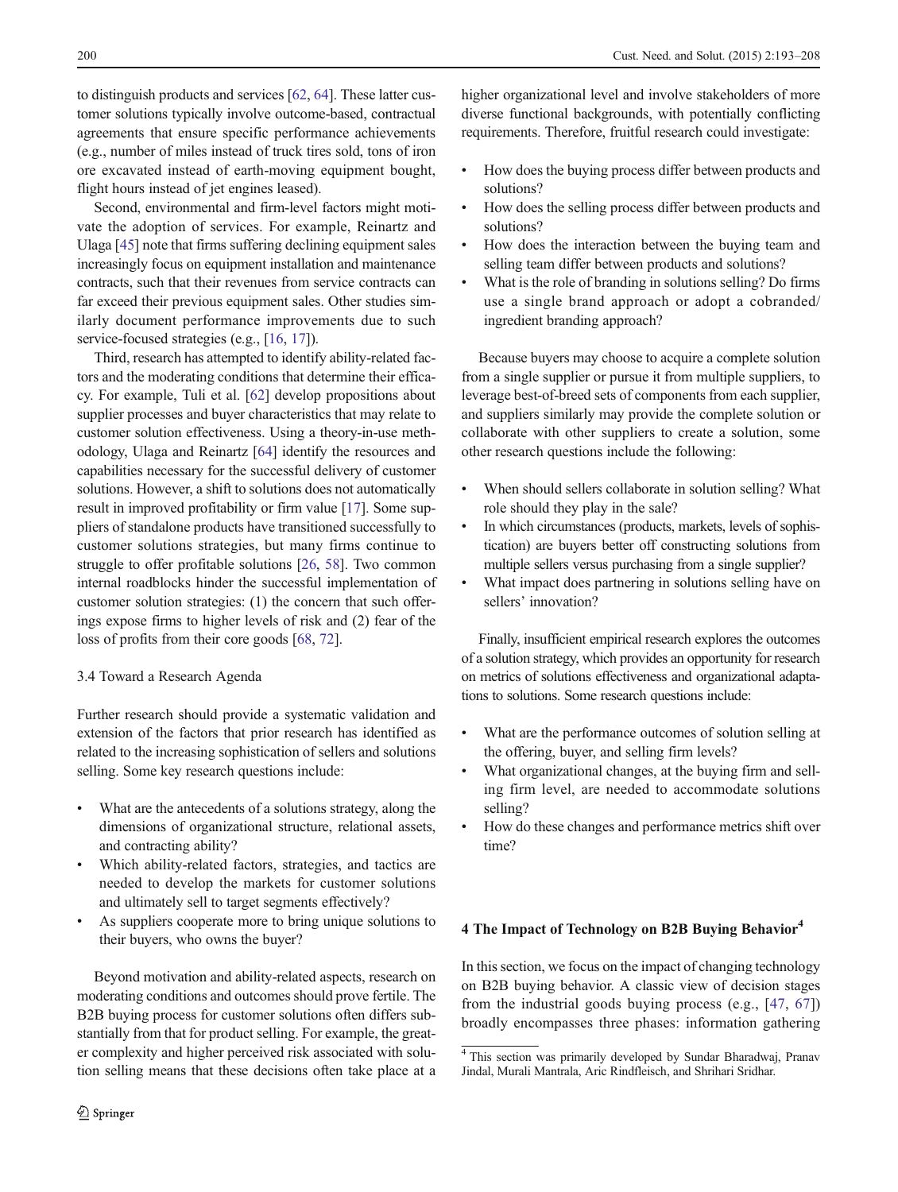to distinguish products and services [62, 64]. These latter customer solutions typically involve outcome-based, contractual agreements that ensure specific performance achievements (e.g., number of miles instead of truck tires sold, tons of iron ore excavated instead of earth-moving equipment bought, flight hours instead of jet engines leased).

Second, environmental and firm-level factors might motivate the adoption of services. For example, Reinartz and Ulaga [45] note that firms suffering declining equipment sales increasingly focus on equipment installation and maintenance contracts, such that their revenues from service contracts can far exceed their previous equipment sales. Other studies similarly document performance improvements due to such service-focused strategies (e.g., [16, 17]).

Third, research has attempted to identify ability-related factors and the moderating conditions that determine their efficacy. For example, Tuli et al. [62] develop propositions about supplier processes and buyer characteristics that may relate to customer solution effectiveness. Using a theory-in-use methodology, Ulaga and Reinartz [64] identify the resources and capabilities necessary for the successful delivery of customer solutions. However, a shift to solutions does not automatically result in improved profitability or firm value [17]. Some suppliers of standalone products have transitioned successfully to customer solutions strategies, but many firms continue to struggle to offer profitable solutions [26, 58]. Two common internal roadblocks hinder the successful implementation of customer solution strategies: (1) the concern that such offerings expose firms to higher levels of risk and (2) fear of the loss of profits from their core goods [68, 72].

### 3.4 Toward a Research Agenda

Further research should provide a systematic validation and extension of the factors that prior research has identified as related to the increasing sophistication of sellers and solutions selling. Some key research questions include:

- What are the antecedents of a solutions strategy, along the dimensions of organizational structure, relational assets, and contracting ability?
- Which ability-related factors, strategies, and tactics are needed to develop the markets for customer solutions and ultimately sell to target segments effectively?
- As suppliers cooperate more to bring unique solutions to their buyers, who owns the buyer?

Beyond motivation and ability-related aspects, research on moderating conditions and outcomes should prove fertile. The B2B buying process for customer solutions often differs substantially from that for product selling. For example, the greater complexity and higher perceived risk associated with solution selling means that these decisions often take place at a higher organizational level and involve stakeholders of more diverse functional backgrounds, with potentially conflicting requirements. Therefore, fruitful research could investigate:

- How does the buying process differ between products and solutions?
- How does the selling process differ between products and solutions?
- How does the interaction between the buying team and selling team differ between products and solutions?
- What is the role of branding in solutions selling? Do firms use a single brand approach or adopt a cobranded/ingredient branding approach?

Because buyers may choose to acquire a complete solution from a single supplier or pursue it from multiple suppliers, to leverage best-of-breed sets of components from each supplier, and suppliers similarly may provide the complete solution or collaborate with other suppliers to create a solution, some other research questions include the following:

- When should sellers collaborate in solution selling? What role should they play in the sale?
- In which circumstances (products, markets, levels of sophistication) are buyers better off constructing solutions from multiple sellers versus purchasing from a single supplier?
- What impact does partnering in solutions selling have on sellers' innovation?

Finally, insufficient empirical research explores the outcomes of a solution strategy, which provides an opportunity for research on metrics of solutions effectiveness and organizational adaptations to solutions. Some research questions include:

- What are the performance outcomes of solution selling at the offering, buyer, and selling firm levels?
- What organizational changes, at the buying firm and selling firm level, are needed to accommodate solutions selling?
- How do these changes and performance metrics shift over time?

## 4 The Impact of Technology on B2B Buying Behavior[4]

In this section, we focus on the impact of changing technology on B2B buying behavior. A classic view of decision stages from the industrial goods buying process (e.g., [47, 67]) broadly encompasses three phases: information gathering

[4] This section was primarily developed by Sundar Bharadwaj, Pranav Jindal, Murali Mantrala, Aric Rindfleisch, and Shrihari Sridhar.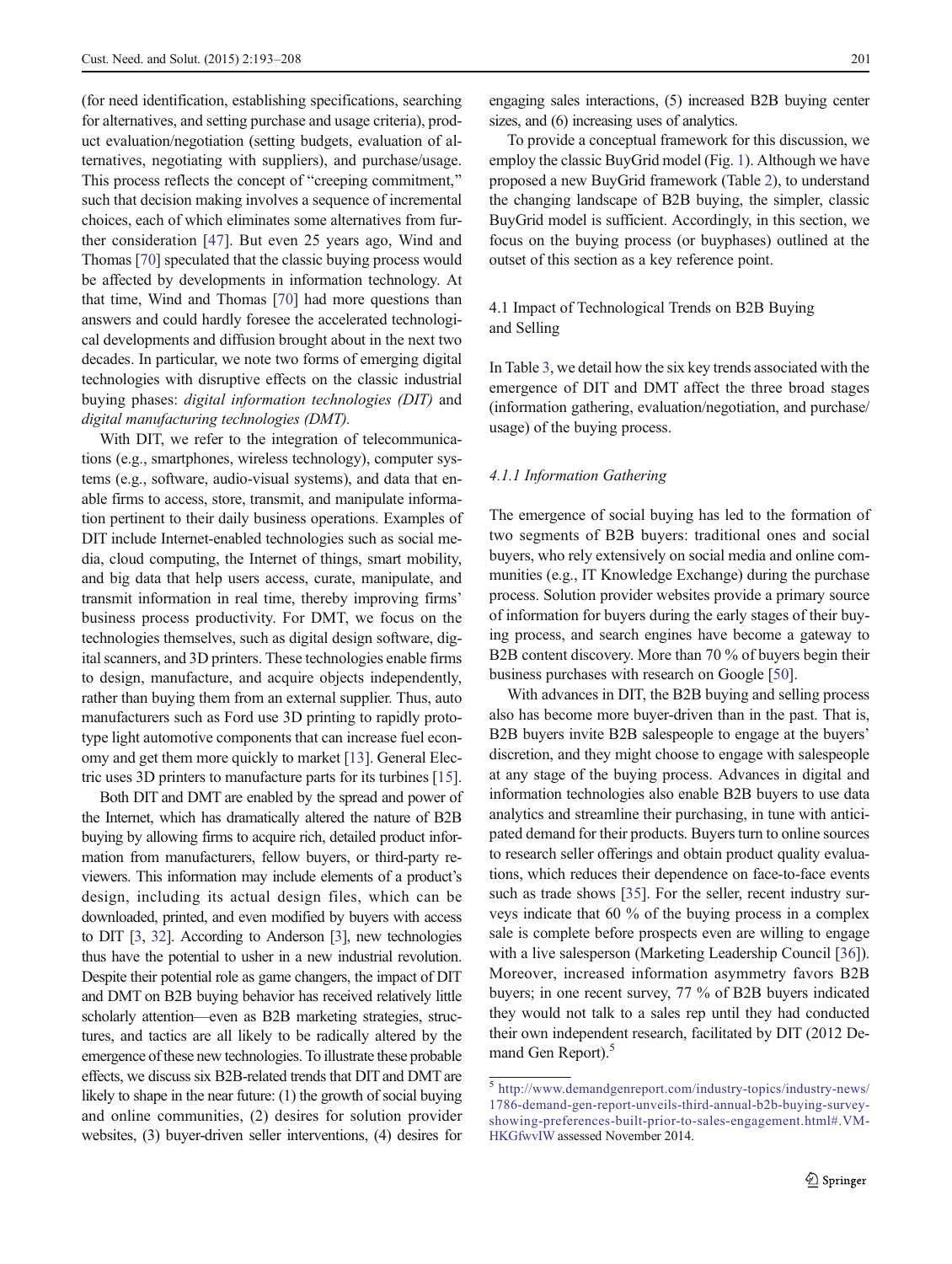(for need identification, establishing specifications, searching for alternatives, and setting purchase and usage criteria), product evaluation/negotiation (setting budgets, evaluation of alternatives, negotiating with suppliers), and purchase/usage. This process reflects the concept of "creeping commitment," such that decision making involves a sequence of incremental choices, each of which eliminates some alternatives from further consideration [47]. But even 25 years ago, Wind and Thomas [70] speculated that the classic buying process would be affected by developments in information technology. At that time, Wind and Thomas [70] had more questions than answers and could hardly foresee the accelerated technological developments and diffusion brought about in the next two decades. In particular, we note two forms of emerging digital technologies with disruptive effects on the classic industrial buying phases: *digital information technologies (DIT)* and *digital manufacturing technologies (DMT).*

With DIT, we refer to the integration of telecommunications (e.g., smartphones, wireless technology), computer systems (e.g., software, audio-visual systems), and data that enable firms to access, store, transmit, and manipulate information pertinent to their daily business operations. Examples of DIT include Internet-enabled technologies such as social media, cloud computing, the Internet of things, smart mobility, and big data that help users access, curate, manipulate, and transmit information in real time, thereby improving firms' business process productivity. For DMT, we focus on the technologies themselves, such as digital design software, digital scanners, and 3D printers. These technologies enable firms to design, manufacture, and acquire objects independently, rather than buying them from an external supplier. Thus, auto manufacturers such as Ford use 3D printing to rapidly prototype light automotive components that can increase fuel economy and get them more quickly to market [13]. General Electric uses 3D printers to manufacture parts for its turbines [15].

Both DIT and DMT are enabled by the spread and power of the Internet, which has dramatically altered the nature of B2B buying by allowing firms to acquire rich, detailed product information from manufacturers, fellow buyers, or third-party reviewers. This information may include elements of a product's design, including its actual design files, which can be downloaded, printed, and even modified by buyers with access to DIT [3, 32]. According to Anderson [3], new technologies thus have the potential to usher in a new industrial revolution. Despite their potential role as game changers, the impact of DIT and DMT on B2B buying behavior has received relatively little scholarly attention—even as B2B marketing strategies, structures, and tactics are all likely to be radically altered by the emergence of these new technologies. To illustrate these probable effects, we discuss six B2B-related trends that DIT and DMT are likely to shape in the near future: (1) the growth of social buying and online communities, (2) desires for solution provider websites, (3) buyer-driven seller interventions, (4) desires for engaging sales interactions, (5) increased B2B buying center sizes, and (6) increasing uses of analytics.

To provide a conceptual framework for this discussion, we employ the classic BuyGrid model (Fig. 1). Although we have proposed a new BuyGrid framework (Table 2), to understand the changing landscape of B2B buying, the simpler, classic BuyGrid model is sufficient. Accordingly, in this section, we focus on the buying process (or buyphases) outlined at the outset of this section as a key reference point.

### 4.1 Impact of Technological Trends on B2B Buying and Selling

In Table 3, we detail how the six key trends associated with the emergence of DIT and DMT affect the three broad stages (information gathering, evaluation/negotiation, and purchase/usage) of the buying process.

#### *4.1.1 Information Gathering*

The emergence of social buying has led to the formation of two segments of B2B buyers: traditional ones and social buyers, who rely extensively on social media and online communities (e.g., IT Knowledge Exchange) during the purchase process. Solution provider websites provide a primary source of information for buyers during the early stages of their buying process, and search engines have become a gateway to B2B content discovery. More than 70 % of buyers begin their business purchases with research on Google [50].

With advances in DIT, the B2B buying and selling process also has become more buyer-driven than in the past. That is, B2B buyers invite B2B salespeople to engage at the buyers' discretion, and they might choose to engage with salespeople at any stage of the buying process. Advances in digital and information technologies also enable B2B buyers to use data analytics and streamline their purchasing, in tune with anticipated demand for their products. Buyers turn to online sources to research seller offerings and obtain product quality evaluations, which reduces their dependence on face-to-face events such as trade shows [35]. For the seller, recent industry surveys indicate that 60 % of the buying process in a complex sale is complete before prospects even are willing to engage with a live salesperson (Marketing Leadership Council [36]). Moreover, increased information asymmetry favors B2B buyers; in one recent survey, 77 % of B2B buyers indicated they would not talk to a sales rep until they had conducted their own independent research, facilitated by DIT (2012 Demand Gen Report).[5]

[5] http://www.demandgenreport.com/industry-topics/industry-news/1786-demand-gen-report-unveils-third-annual-b2b-buying-survey-showing-preferences-built-prior-to-sales-engagement.html#.VM-HKGfwvIW assessed November 2014.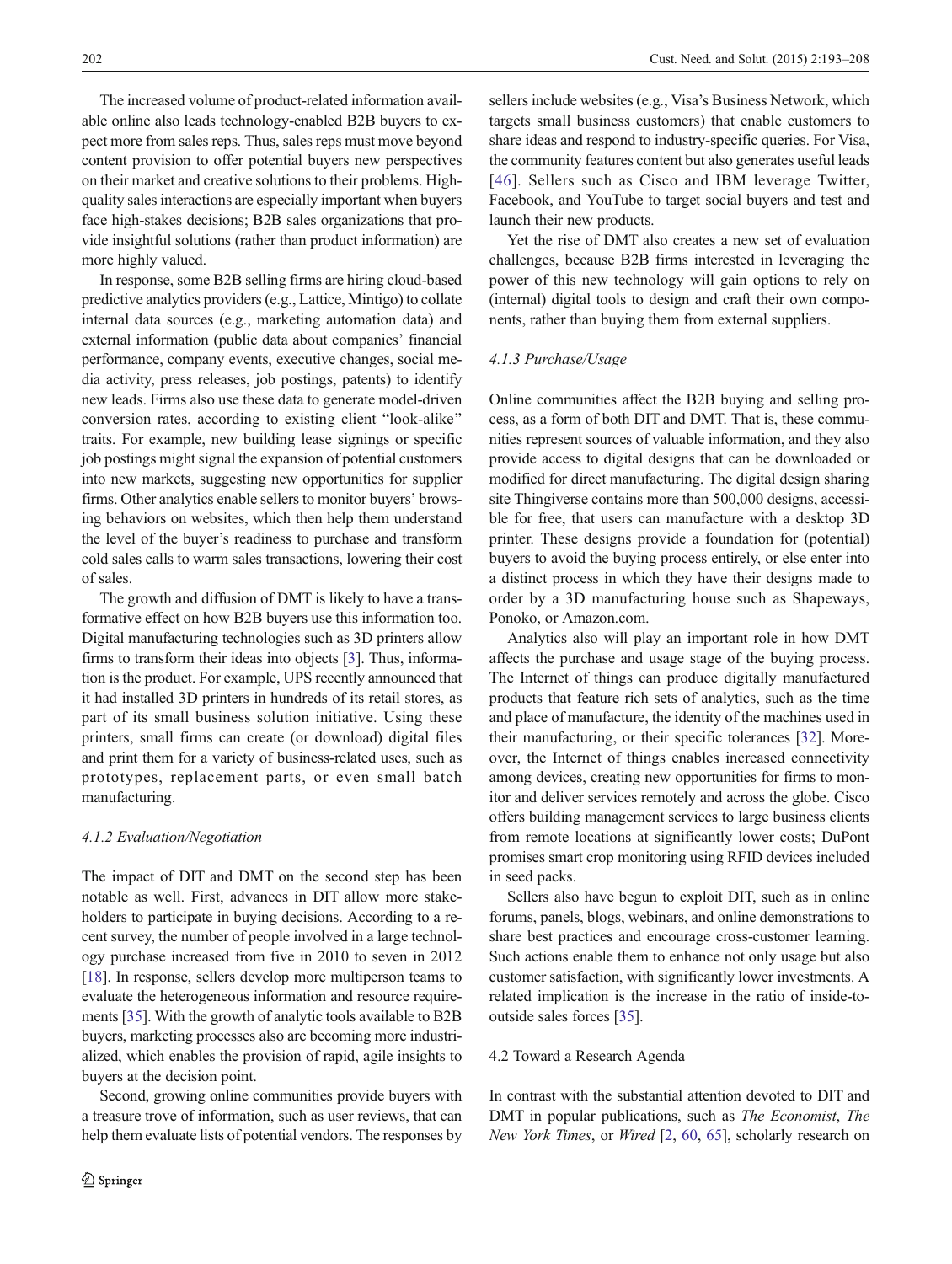The increased volume of product-related information available online also leads technology-enabled B2B buyers to expect more from sales reps. Thus, sales reps must move beyond content provision to offer potential buyers new perspectives on their market and creative solutions to their problems. High-quality sales interactions are especially important when buyers face high-stakes decisions; B2B sales organizations that provide insightful solutions (rather than product information) are more highly valued.

In response, some B2B selling firms are hiring cloud-based predictive analytics providers (e.g., Lattice, Mintigo) to collate internal data sources (e.g., marketing automation data) and external information (public data about companies' financial performance, company events, executive changes, social media activity, press releases, job postings, patents) to identify new leads. Firms also use these data to generate model-driven conversion rates, according to existing client "look-alike" traits. For example, new building lease signings or specific job postings might signal the expansion of potential customers into new markets, suggesting new opportunities for supplier firms. Other analytics enable sellers to monitor buyers' browsing behaviors on websites, which then help them understand the level of the buyer's readiness to purchase and transform cold sales calls to warm sales transactions, lowering their cost of sales.

The growth and diffusion of DMT is likely to have a transformative effect on how B2B buyers use this information too. Digital manufacturing technologies such as 3D printers allow firms to transform their ideas into objects [3]. Thus, information is the product. For example, UPS recently announced that it had installed 3D printers in hundreds of its retail stores, as part of its small business solution initiative. Using these printers, small firms can create (or download) digital files and print them for a variety of business-related uses, such as prototypes, replacement parts, or even small batch manufacturing.

#### 4.1.2 Evaluation/Negotiation

The impact of DIT and DMT on the second step has been notable as well. First, advances in DIT allow more stakeholders to participate in buying decisions. According to a recent survey, the number of people involved in a large technology purchase increased from five in 2010 to seven in 2012 [18]. In response, sellers develop more multiperson teams to evaluate the heterogeneous information and resource requirements [35]. With the growth of analytic tools available to B2B buyers, marketing processes also are becoming more industrialized, which enables the provision of rapid, agile insights to buyers at the decision point.

Second, growing online communities provide buyers with a treasure trove of information, such as user reviews, that can help them evaluate lists of potential vendors. The responses by sellers include websites (e.g., Visa's Business Network, which targets small business customers) that enable customers to share ideas and respond to industry-specific queries. For Visa, the community features content but also generates useful leads [46]. Sellers such as Cisco and IBM leverage Twitter, Facebook, and YouTube to target social buyers and test and launch their new products.

Yet the rise of DMT also creates a new set of evaluation challenges, because B2B firms interested in leveraging the power of this new technology will gain options to rely on (internal) digital tools to design and craft their own components, rather than buying them from external suppliers.

#### 4.1.3 Purchase/Usage

Online communities affect the B2B buying and selling process, as a form of both DIT and DMT. That is, these communities represent sources of valuable information, and they also provide access to digital designs that can be downloaded or modified for direct manufacturing. The digital design sharing site Thingiverse contains more than 500,000 designs, accessible for free, that users can manufacture with a desktop 3D printer. These designs provide a foundation for (potential) buyers to avoid the buying process entirely, or else enter into a distinct process in which they have their designs made to order by a 3D manufacturing house such as Shapeways, Ponoko, or Amazon.com.

Analytics also will play an important role in how DMT affects the purchase and usage stage of the buying process. The Internet of things can produce digitally manufactured products that feature rich sets of analytics, such as the time and place of manufacture, the identity of the machines used in their manufacturing, or their specific tolerances [32]. Moreover, the Internet of things enables increased connectivity among devices, creating new opportunities for firms to monitor and deliver services remotely and across the globe. Cisco offers building management services to large business clients from remote locations at significantly lower costs; DuPont promises smart crop monitoring using RFID devices included in seed packs.

Sellers also have begun to exploit DIT, such as in online forums, panels, blogs, webinars, and online demonstrations to share best practices and encourage cross-customer learning. Such actions enable them to enhance not only usage but also customer satisfaction, with significantly lower investments. A related implication is the increase in the ratio of inside-to-outside sales forces [35].

### 4.2 Toward a Research Agenda

In contrast with the substantial attention devoted to DIT and DMT in popular publications, such as *The Economist*, *The New York Times*, or *Wired* [2, 60, 65], scholarly research on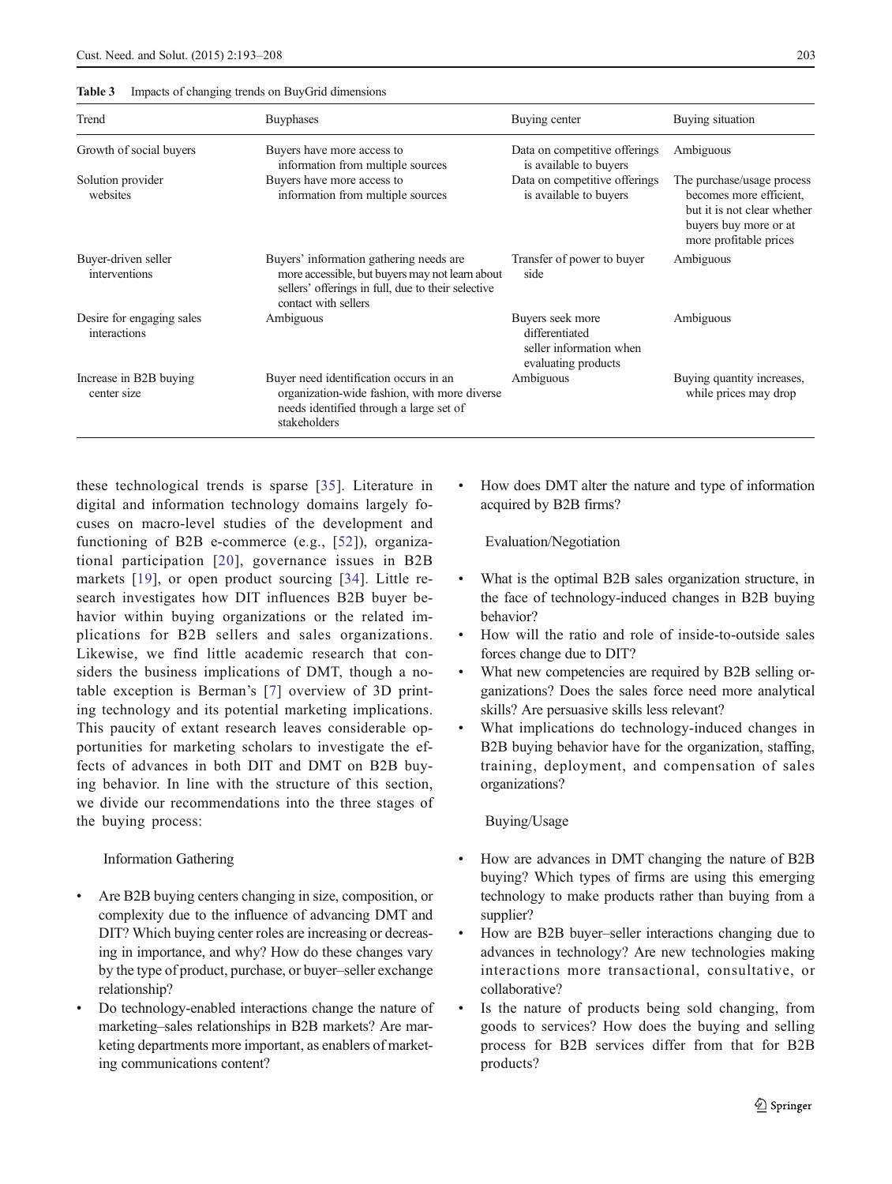**Table 3** Impacts of changing trends on BuyGrid dimensions

| Trend | Buyphases | Buying center | Buying situation |
|---|---|---|---|
| Growth of social buyers | Buyers have more access to information from multiple sources | Data on competitive offerings is available to buyers | Ambiguous |
| Solution provider websites | Buyers have more access to information from multiple sources | Data on competitive offerings is available to buyers | The purchase/usage process becomes more efficient, but it is not clear whether buyers buy more or at more profitable prices |
| Buyer-driven seller interventions | Buyers' information gathering needs are more accessible, but buyers may not learn about sellers' offerings in full, due to their selective contact with sellers | Transfer of power to buyer side | Ambiguous |
| Desire for engaging sales interactions | Ambiguous | Buyers seek more differentiated seller information when evaluating products | Ambiguous |
| Increase in B2B buying center size | Buyer need identification occurs in an organization-wide fashion, with more diverse needs identified through a large set of stakeholders | Ambiguous | Buying quantity increases, while prices may drop |

these technological trends is sparse [35]. Literature in digital and information technology domains largely focuses on macro-level studies of the development and functioning of B2B e-commerce (e.g., [52]), organizational participation [20], governance issues in B2B markets [19], or open product sourcing [34]. Little research investigates how DIT influences B2B buyer behavior within buying organizations or the related implications for B2B sellers and sales organizations. Likewise, we find little academic research that considers the business implications of DMT, though a notable exception is Berman's [7] overview of 3D printing technology and its potential marketing implications. This paucity of extant research leaves considerable opportunities for marketing scholars to investigate the effects of advances in both DIT and DMT on B2B buying behavior. In line with the structure of this section, we divide our recommendations into the three stages of the buying process:

Information Gathering

- Are B2B buying centers changing in size, composition, or complexity due to the influence of advancing DMT and DIT? Which buying center roles are increasing or decreasing in importance, and why? How do these changes vary by the type of product, purchase, or buyer–seller exchange relationship?
- Do technology-enabled interactions change the nature of marketing–sales relationships in B2B markets? Are marketing departments more important, as enablers of marketing communications content?
- How does DMT alter the nature and type of information acquired by B2B firms?

Evaluation/Negotiation

- What is the optimal B2B sales organization structure, in the face of technology-induced changes in B2B buying behavior?
- How will the ratio and role of inside-to-outside sales forces change due to DIT?
- What new competencies are required by B2B selling organizations? Does the sales force need more analytical skills? Are persuasive skills less relevant?
- What implications do technology-induced changes in B2B buying behavior have for the organization, staffing, training, deployment, and compensation of sales organizations?

Buying/Usage

- How are advances in DMT changing the nature of B2B buying? Which types of firms are using this emerging technology to make products rather than buying from a supplier?
- How are B2B buyer–seller interactions changing due to advances in technology? Are new technologies making interactions more transactional, consultative, or collaborative?
- Is the nature of products being sold changing, from goods to services? How does the buying and selling process for B2B services differ from that for B2B products?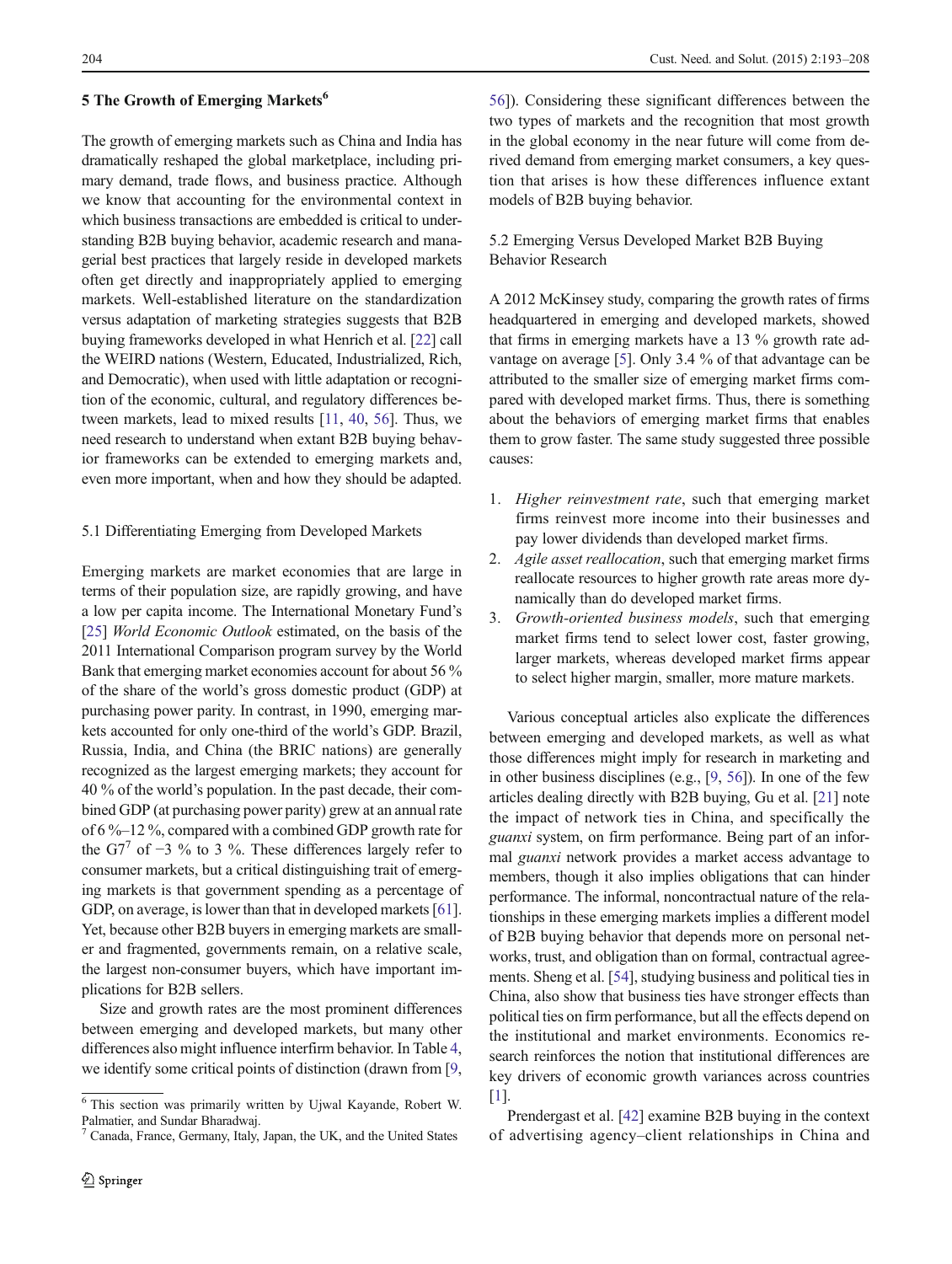## 5 The Growth of Emerging Markets[6]

The growth of emerging markets such as China and India has dramatically reshaped the global marketplace, including primary demand, trade flows, and business practice. Although we know that accounting for the environmental context in which business transactions are embedded is critical to understanding B2B buying behavior, academic research and managerial best practices that largely reside in developed markets often get directly and inappropriately applied to emerging markets. Well-established literature on the standardization versus adaptation of marketing strategies suggests that B2B buying frameworks developed in what Henrich et al. [22] call the WEIRD nations (Western, Educated, Industrialized, Rich, and Democratic), when used with little adaptation or recognition of the economic, cultural, and regulatory differences between markets, lead to mixed results [11, 40, 56]. Thus, we need research to understand when extant B2B buying behavior frameworks can be extended to emerging markets and, even more important, when and how they should be adapted.

### 5.1 Differentiating Emerging from Developed Markets

Emerging markets are market economies that are large in terms of their population size, are rapidly growing, and have a low per capita income. The International Monetary Fund's [25] *World Economic Outlook* estimated, on the basis of the 2011 International Comparison program survey by the World Bank that emerging market economies account for about 56 % of the share of the world's gross domestic product (GDP) at purchasing power parity. In contrast, in 1990, emerging markets accounted for only one-third of the world's GDP. Brazil, Russia, India, and China (the BRIC nations) are generally recognized as the largest emerging markets; they account for 40 % of the world's population. In the past decade, their combined GDP (at purchasing power parity) grew at an annual rate of 6 %–12 %, compared with a combined GDP growth rate for the G7[7] of −3 % to 3 %. These differences largely refer to consumer markets, but a critical distinguishing trait of emerging markets is that government spending as a percentage of GDP, on average, is lower than that in developed markets [61]. Yet, because other B2B buyers in emerging markets are smaller and fragmented, governments remain, on a relative scale, the largest non-consumer buyers, which have important implications for B2B sellers.

Size and growth rates are the most prominent differences between emerging and developed markets, but many other differences also might influence interfirm behavior. In Table 4, we identify some critical points of distinction (drawn from [9, 56]). Considering these significant differences between the two types of markets and the recognition that most growth in the global economy in the near future will come from derived demand from emerging market consumers, a key question that arises is how these differences influence extant models of B2B buying behavior.

### 5.2 Emerging Versus Developed Market B2B Buying Behavior Research

A 2012 McKinsey study, comparing the growth rates of firms headquartered in emerging and developed markets, showed that firms in emerging markets have a 13 % growth rate advantage on average [5]. Only 3.4 % of that advantage can be attributed to the smaller size of emerging market firms compared with developed market firms. Thus, there is something about the behaviors of emerging market firms that enables them to grow faster. The same study suggested three possible causes:

1. *Higher reinvestment rate*, such that emerging market firms reinvest more income into their businesses and pay lower dividends than developed market firms.
2. *Agile asset reallocation*, such that emerging market firms reallocate resources to higher growth rate areas more dynamically than do developed market firms.
3. *Growth-oriented business models*, such that emerging market firms tend to select lower cost, faster growing, larger markets, whereas developed market firms appear to select higher margin, smaller, more mature markets.

Various conceptual articles also explicate the differences between emerging and developed markets, as well as what those differences might imply for research in marketing and in other business disciplines (e.g., [9, 56]). In one of the few articles dealing directly with B2B buying, Gu et al. [21] note the impact of network ties in China, and specifically the *guanxi* system, on firm performance. Being part of an informal *guanxi* network provides a market access advantage to members, though it also implies obligations that can hinder performance. The informal, noncontractual nature of the relationships in these emerging markets implies a different model of B2B buying behavior that depends more on personal networks, trust, and obligation than on formal, contractual agreements. Sheng et al. [54], studying business and political ties in China, also show that business ties have stronger effects than political ties on firm performance, but all the effects depend on the institutional and market environments. Economics research reinforces the notion that institutional differences are key drivers of economic growth variances across countries [1].

Prendergast et al. [42] examine B2B buying in the context of advertising agency–client relationships in China and

[6] This section was primarily written by Ujwal Kayande, Robert W. Palmatier, and Sundar Bharadwaj.

[7] Canada, France, Germany, Italy, Japan, the UK, and the United States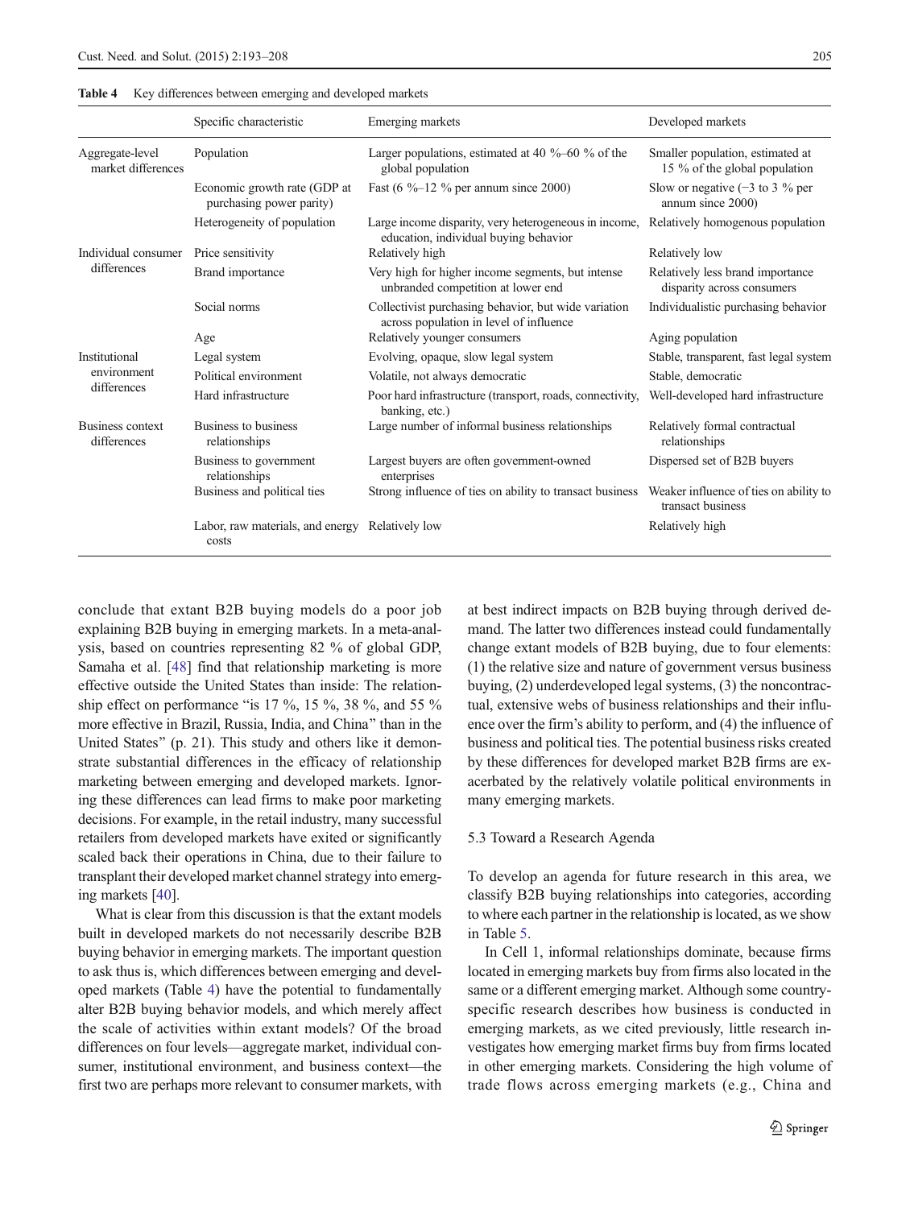**Table 4** Key differences between emerging and developed markets

| | Specific characteristic | Emerging markets | Developed markets |
|---|---|---|---|
| Aggregate-level market differences | Population | Larger populations, estimated at 40 %–60 % of the global population | Smaller population, estimated at 15 % of the global population |
| | Economic growth rate (GDP at purchasing power parity) | Fast (6 %–12 % per annum since 2000) | Slow or negative (−3 to 3 % per annum since 2000) |
| | Heterogeneity of population | Large income disparity, very heterogeneous in income, education, individual buying behavior | Relatively homogenous population |
| Individual consumer differences | Price sensitivity | Relatively high | Relatively low |
| | Brand importance | Very high for higher income segments, but intense unbranded competition at lower end | Relatively less brand importance disparity across consumers |
| | Social norms | Collectivist purchasing behavior, but wide variation across population in level of influence | Individualistic purchasing behavior |
| | Age | Relatively younger consumers | Aging population |
| Institutional environment differences | Legal system | Evolving, opaque, slow legal system | Stable, transparent, fast legal system |
| | Political environment | Volatile, not always democratic | Stable, democratic |
| | Hard infrastructure | Poor hard infrastructure (transport, roads, connectivity, banking, etc.) | Well-developed hard infrastructure |
| Business context differences | Business to business relationships | Large number of informal business relationships | Relatively formal contractual relationships |
| | Business to government relationships | Largest buyers are often government-owned enterprises | Dispersed set of B2B buyers |
| | Business and political ties | Strong influence of ties on ability to transact business | Weaker influence of ties on ability to transact business |
| | Labor, raw materials, and energy costs | Relatively low | Relatively high |

conclude that extant B2B buying models do a poor job explaining B2B buying in emerging markets. In a meta-analysis, based on countries representing 82 % of global GDP, Samaha et al. [48] find that relationship marketing is more effective outside the United States than inside: The relationship effect on performance "is 17 %, 15 %, 38 %, and 55 % more effective in Brazil, Russia, India, and China" than in the United States" (p. 21). This study and others like it demonstrate substantial differences in the efficacy of relationship marketing between emerging and developed markets. Ignoring these differences can lead firms to make poor marketing decisions. For example, in the retail industry, many successful retailers from developed markets have exited or significantly scaled back their operations in China, due to their failure to transplant their developed market channel strategy into emerging markets [40].

What is clear from this discussion is that the extant models built in developed markets do not necessarily describe B2B buying behavior in emerging markets. The important question to ask thus is, which differences between emerging and developed markets (Table 4) have the potential to fundamentally alter B2B buying behavior models, and which merely affect the scale of activities within extant models? Of the broad differences on four levels—aggregate market, individual consumer, institutional environment, and business context—the first two are perhaps more relevant to consumer markets, with at best indirect impacts on B2B buying through derived demand. The latter two differences instead could fundamentally change extant models of B2B buying, due to four elements: (1) the relative size and nature of government versus business buying, (2) underdeveloped legal systems, (3) the noncontractual, extensive webs of business relationships and their influence over the firm's ability to perform, and (4) the influence of business and political ties. The potential business risks created by these differences for developed market B2B firms are exacerbated by the relatively volatile political environments in many emerging markets.

### 5.3 Toward a Research Agenda

To develop an agenda for future research in this area, we classify B2B buying relationships into categories, according to where each partner in the relationship is located, as we show in Table 5.

In Cell 1, informal relationships dominate, because firms located in emerging markets buy from firms also located in the same or a different emerging market. Although some country-specific research describes how business is conducted in emerging markets, as we cited previously, little research investigates how emerging market firms buy from firms located in other emerging markets. Considering the high volume of trade flows across emerging markets (e.g., China and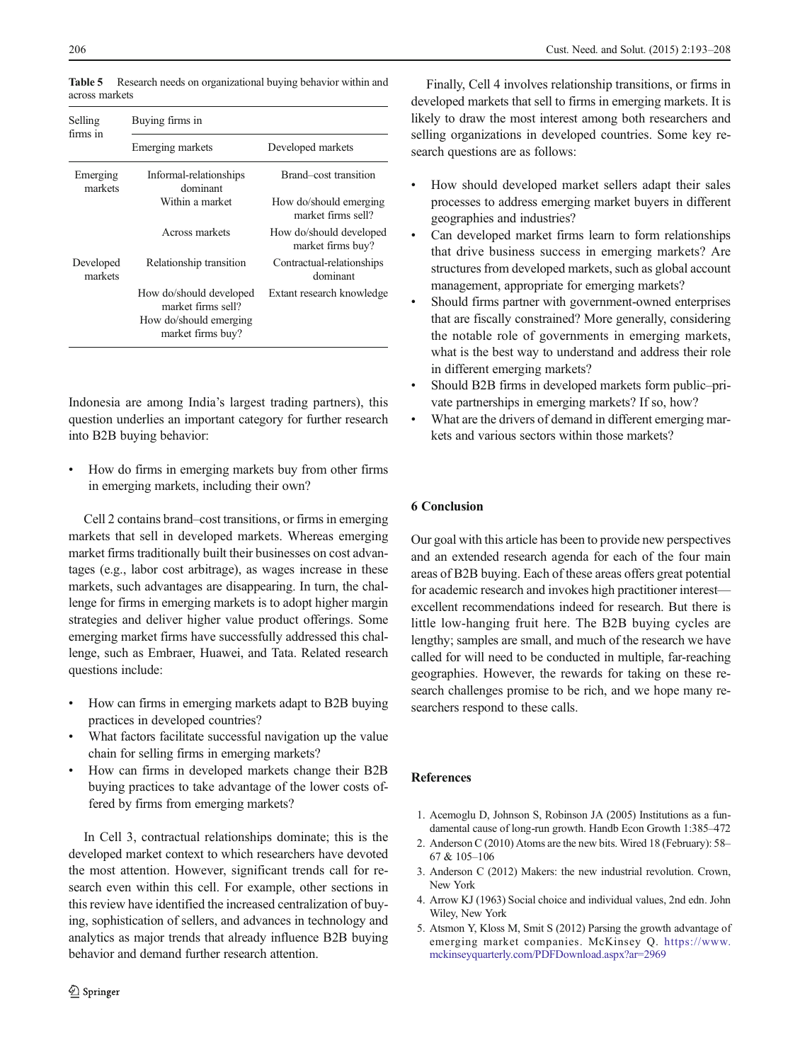**Table 5** Research needs on organizational buying behavior within and across markets

| Selling firms in | Buying firms in | |
|---|---|---|
| | Emerging markets | Developed markets |
| Emerging markets | Informal-relationships dominant | Brand–cost transition |
| | Within a market | How do/should emerging market firms sell? |
| | Across markets | How do/should developed market firms buy? |
| Developed markets | Relationship transition | Contractual-relationships dominant |
| | How do/should developed market firms sell? How do/should emerging market firms buy? | Extant research knowledge |

Indonesia are among India's largest trading partners), this question underlies an important category for further research into B2B buying behavior:

- How do firms in emerging markets buy from other firms in emerging markets, including their own?

Cell 2 contains brand–cost transitions, or firms in emerging markets that sell in developed markets. Whereas emerging market firms traditionally built their businesses on cost advantages (e.g., labor cost arbitrage), as wages increase in these markets, such advantages are disappearing. In turn, the challenge for firms in emerging markets is to adopt higher margin strategies and deliver higher value product offerings. Some emerging market firms have successfully addressed this challenge, such as Embraer, Huawei, and Tata. Related research questions include:

- How can firms in emerging markets adapt to B2B buying practices in developed countries?
- What factors facilitate successful navigation up the value chain for selling firms in emerging markets?
- How can firms in developed markets change their B2B buying practices to take advantage of the lower costs offered by firms from emerging markets?

In Cell 3, contractual relationships dominate; this is the developed market context to which researchers have devoted the most attention. However, significant trends call for research even within this cell. For example, other sections in this review have identified the increased centralization of buying, sophistication of sellers, and advances in technology and analytics as major trends that already influence B2B buying behavior and demand further research attention.

Finally, Cell 4 involves relationship transitions, or firms in developed markets that sell to firms in emerging markets. It is likely to draw the most interest among both researchers and selling organizations in developed countries. Some key research questions are as follows:

- How should developed market sellers adapt their sales processes to address emerging market buyers in different geographies and industries?
- Can developed market firms learn to form relationships that drive business success in emerging markets? Are structures from developed markets, such as global account management, appropriate for emerging markets?
- Should firms partner with government-owned enterprises that are fiscally constrained? More generally, considering the notable role of governments in emerging markets, what is the best way to understand and address their role in different emerging markets?
- Should B2B firms in developed markets form public–private partnerships in emerging markets? If so, how?
- What are the drivers of demand in different emerging markets and various sectors within those markets?

## 6 Conclusion

Our goal with this article has been to provide new perspectives and an extended research agenda for each of the four main areas of B2B buying. Each of these areas offers great potential for academic research and invokes high practitioner interest—excellent recommendations indeed for research. But there is little low-hanging fruit here. The B2B buying cycles are lengthy; samples are small, and much of the research we have called for will need to be conducted in multiple, far-reaching geographies. However, the rewards for taking on these research challenges promise to be rich, and we hope many researchers respond to these calls.

## References

1. Acemoglu D, Johnson S, Robinson JA (2005) Institutions as a fundamental cause of long-run growth. Handb Econ Growth 1:385–472
2. Anderson C (2010) Atoms are the new bits. Wired 18 (February): 58–67 & 105–106
3. Anderson C (2012) Makers: the new industrial revolution. Crown, New York
4. Arrow KJ (1963) Social choice and individual values, 2nd edn. John Wiley, New York
5. Atsmon Y, Kloss M, Smit S (2012) Parsing the growth advantage of emerging market companies. McKinsey Q. https://www.mckinseyquarterly.com/PDFDownload.aspx?ar=2969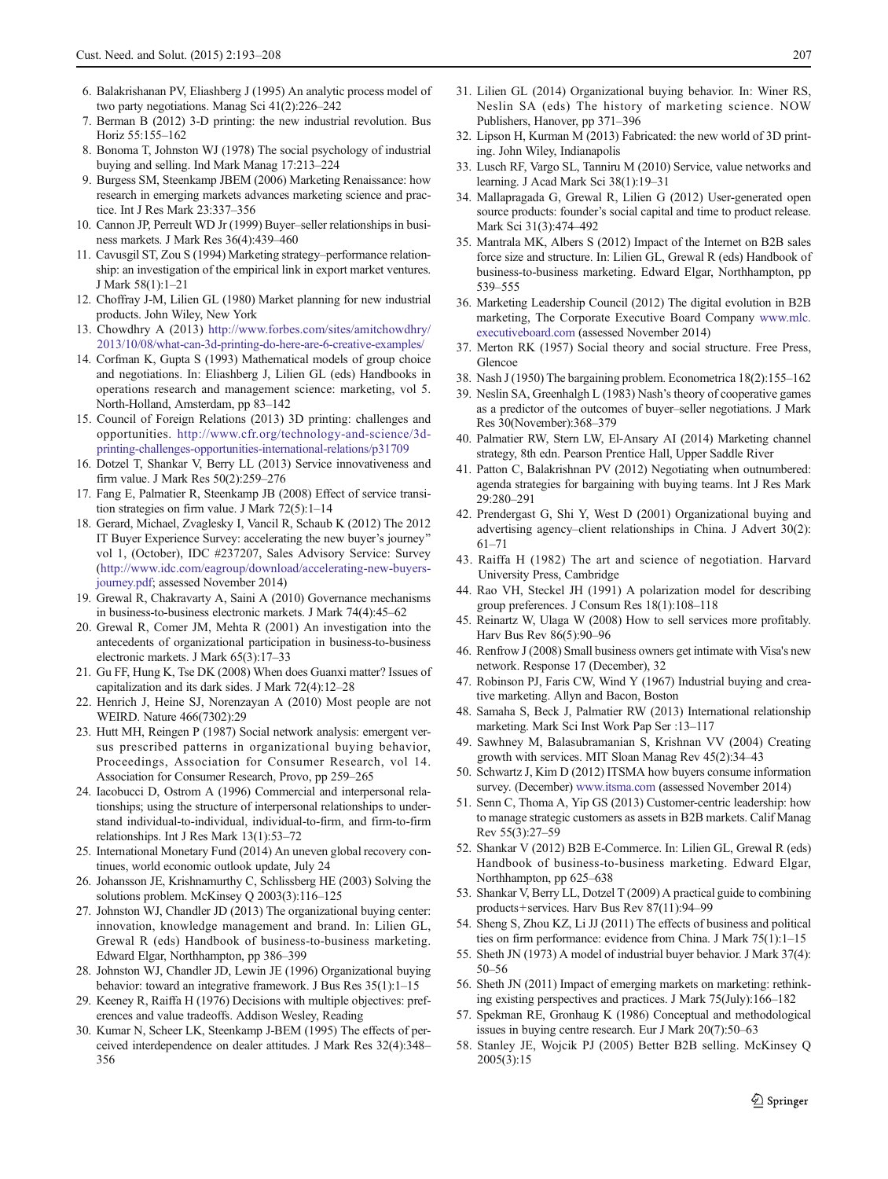6. Balakrishanan PV, Eliashberg J (1995) An analytic process model of two party negotiations. Manag Sci 41(2):226–242
7. Berman B (2012) 3-D printing: the new industrial revolution. Bus Horiz 55:155–162
8. Bonoma T, Johnston WJ (1978) The social psychology of industrial buying and selling. Ind Mark Manag 17:213–224
9. Burgess SM, Steenkamp JBEM (2006) Marketing Renaissance: how research in emerging markets advances marketing science and practice. Int J Res Mark 23:337–356
10. Cannon JP, Perreult WD Jr (1999) Buyer–seller relationships in business markets. J Mark Res 36(4):439–460
11. Cavusgil ST, Zou S (1994) Marketing strategy–performance relationship: an investigation of the empirical link in export market ventures. J Mark 58(1):1–21
12. Choffray J-M, Lilien GL (1980) Market planning for new industrial products. John Wiley, New York
13. Chowdhry A (2013) http://www.forbes.com/sites/amitchowdhry/2013/10/08/what-can-3d-printing-do-here-are-6-creative-examples/
14. Corfman K, Gupta S (1993) Mathematical models of group choice and negotiations. In: Eliashberg J, Lilien GL (eds) Handbooks in operations research and management science: marketing, vol 5. North-Holland, Amsterdam, pp 83–142
15. Council of Foreign Relations (2013) 3D printing: challenges and opportunities. http://www.cfr.org/technology-and-science/3d-printing-challenges-opportunities-international-relations/p31709
16. Dotzel T, Shankar V, Berry LL (2013) Service innovativeness and firm value. J Mark Res 50(2):259–276
17. Fang E, Palmatier R, Steenkamp JB (2008) Effect of service transition strategies on firm value. J Mark 72(5):1–14
18. Gerard, Michael, Zvaglesky I, Vancil R, Schaub K (2012) The 2012 IT Buyer Experience Survey: accelerating the new buyer's journey" vol 1, (October), IDC #237207, Sales Advisory Service: Survey (http://www.idc.com/eagroup/download/accelerating-new-buyers-journey.pdf; assessed November 2014)
19. Grewal R, Chakravarty A, Saini A (2010) Governance mechanisms in business-to-business electronic markets. J Mark 74(4):45–62
20. Grewal R, Comer JM, Mehta R (2001) An investigation into the antecedents of organizational participation in business-to-business electronic markets. J Mark 65(3):17–33
21. Gu FF, Hung K, Tse DK (2008) When does Guanxi matter? Issues of capitalization and its dark sides. J Mark 72(4):12–28
22. Henrich J, Heine SJ, Norenzayan A (2010) Most people are not WEIRD. Nature 466(7302):29
23. Hutt MH, Reingen P (1987) Social network analysis: emergent versus prescribed patterns in organizational buying behavior, Proceedings, Association for Consumer Research, vol 14. Association for Consumer Research, Provo, pp 259–265
24. Iacobucci D, Ostrom A (1996) Commercial and interpersonal relationships; using the structure of interpersonal relationships to understand individual-to-individual, individual-to-firm, and firm-to-firm relationships. Int J Res Mark 13(1):53–72
25. International Monetary Fund (2014) An uneven global recovery continues, world economic outlook update, July 24
26. Johansson JE, Krishnamurthy C, Schlissberg HE (2003) Solving the solutions problem. McKinsey Q 2003(3):116–125
27. Johnston WJ, Chandler JD (2013) The organizational buying center: innovation, knowledge management and brand. In: Lilien GL, Grewal R (eds) Handbook of business-to-business marketing. Edward Elgar, Northhampton, pp 386–399
28. Johnston WJ, Chandler JD, Lewin JE (1996) Organizational buying behavior: toward an integrative framework. J Bus Res 35(1):1–15
29. Keeney R, Raiffa H (1976) Decisions with multiple objectives: preferences and value tradeoffs. Addison Wesley, Reading
30. Kumar N, Scheer LK, Steenkamp J-BEM (1995) The effects of perceived interdependence on dealer attitudes. J Mark Res 32(4):348–356
31. Lilien GL (2014) Organizational buying behavior. In: Winer RS, Neslin SA (eds) The history of marketing science. NOW Publishers, Hanover, pp 371–396
32. Lipson H, Kurman M (2013) Fabricated: the new world of 3D printing. John Wiley, Indianapolis
33. Lusch RF, Vargo SL, Tanniru M (2010) Service, value networks and learning. J Acad Mark Sci 38(1):19–31
34. Mallapragada G, Grewal R, Lilien G (2012) User-generated open source products: founder's social capital and time to product release. Mark Sci 31(3):474–492
35. Mantrala MK, Albers S (2012) Impact of the Internet on B2B sales force size and structure. In: Lilien GL, Grewal R (eds) Handbook of business-to-business marketing. Edward Elgar, Northhampton, pp 539–555
36. Marketing Leadership Council (2012) The digital evolution in B2B marketing, The Corporate Executive Board Company www.mlc.executiveboard.com (assessed November 2014)
37. Merton RK (1957) Social theory and social structure. Free Press, Glencoe
38. Nash J (1950) The bargaining problem. Econometrica 18(2):155–162
39. Neslin SA, Greenhalgh L (1983) Nash's theory of cooperative games as a predictor of the outcomes of buyer–seller negotiations. J Mark Res 30(November):368–379
40. Palmatier RW, Stern LW, El-Ansary AI (2014) Marketing channel strategy, 8th edn. Pearson Prentice Hall, Upper Saddle River
41. Patton C, Balakrishnan PV (2012) Negotiating when outnumbered: agenda strategies for bargaining with buying teams. Int J Res Mark 29:280–291
42. Prendergast G, Shi Y, West D (2001) Organizational buying and advertising agency–client relationships in China. J Advert 30(2):61–71
43. Raiffa H (1982) The art and science of negotiation. Harvard University Press, Cambridge
44. Rao VH, Steckel JH (1991) A polarization model for describing group preferences. J Consum Res 18(1):108–118
45. Reinartz W, Ulaga W (2008) How to sell services more profitably. Harv Bus Rev 86(5):90–96
46. Renfrow J (2008) Small business owners get intimate with Visa's new network. Response 17 (December), 32
47. Robinson PJ, Faris CW, Wind Y (1967) Industrial buying and creative marketing. Allyn and Bacon, Boston
48. Samaha S, Beck J, Palmatier RW (2013) International relationship marketing. Mark Sci Inst Work Pap Ser :13–117
49. Sawhney M, Balasubramanian S, Krishnan VV (2004) Creating growth with services. MIT Sloan Manag Rev 45(2):34–43
50. Schwartz J, Kim D (2012) ITSMA how buyers consume information survey. (December) www.itsma.com (assessed November 2014)
51. Senn C, Thoma A, Yip GS (2013) Customer-centric leadership: how to manage strategic customers as assets in B2B markets. Calif Manag Rev 55(3):27–59
52. Shankar V (2012) B2B E-Commerce. In: Lilien GL, Grewal R (eds) Handbook of business-to-business marketing. Edward Elgar, Northhampton, pp 625–638
53. Shankar V, Berry LL, Dotzel T (2009) A practical guide to combining products+services. Harv Bus Rev 87(11):94–99
54. Sheng S, Zhou KZ, Li JJ (2011) The effects of business and political ties on firm performance: evidence from China. J Mark 75(1):1–15
55. Sheth JN (1973) A model of industrial buyer behavior. J Mark 37(4):50–56
56. Sheth JN (2011) Impact of emerging markets on marketing: rethinking existing perspectives and practices. J Mark 75(July):166–182
57. Spekman RE, Gronhaug K (1986) Conceptual and methodological issues in buying centre research. Eur J Mark 20(7):50–63
58. Stanley JE, Wojcik PJ (2005) Better B2B selling. McKinsey Q 2005(3):15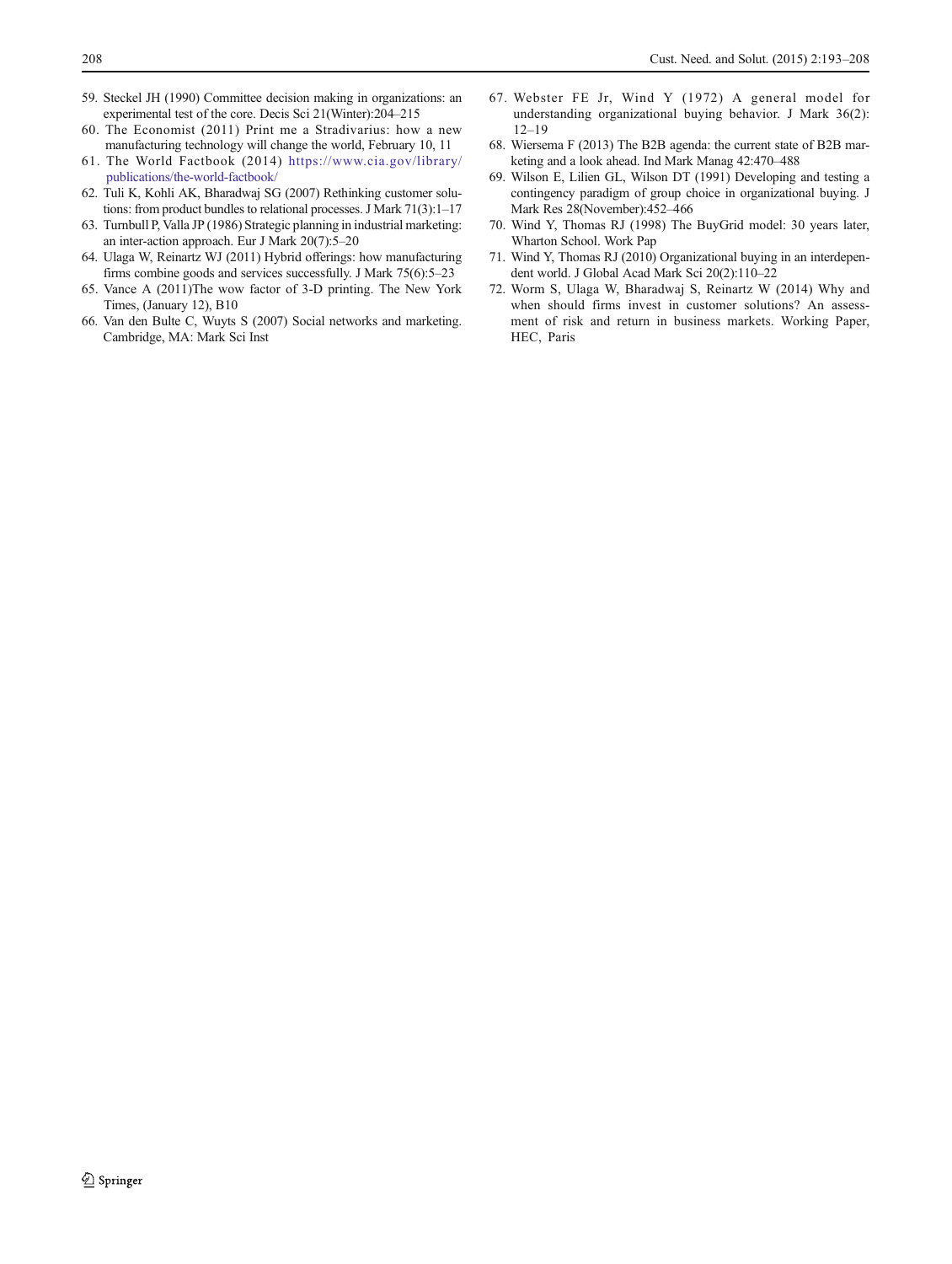59. Steckel JH (1990) Committee decision making in organizations: an experimental test of the core. Decis Sci 21(Winter):204–215
60. The Economist (2011) Print me a Stradivarius: how a new manufacturing technology will change the world, February 10, 11
61. The World Factbook (2014) https://www.cia.gov/library/publications/the-world-factbook/
62. Tuli K, Kohli AK, Bharadwaj SG (2007) Rethinking customer solutions: from product bundles to relational processes. J Mark 71(3):1–17
63. Turnbull P, Valla JP (1986) Strategic planning in industrial marketing: an inter-action approach. Eur J Mark 20(7):5–20
64. Ulaga W, Reinartz WJ (2011) Hybrid offerings: how manufacturing firms combine goods and services successfully. J Mark 75(6):5–23
65. Vance A (2011)The wow factor of 3-D printing. The New York Times, (January 12), B10
66. Van den Bulte C, Wuyts S (2007) Social networks and marketing. Cambridge, MA: Mark Sci Inst
67. Webster FE Jr, Wind Y (1972) A general model for understanding organizational buying behavior. J Mark 36(2):12–19
68. Wiersema F (2013) The B2B agenda: the current state of B2B marketing and a look ahead. Ind Mark Manag 42:470–488
69. Wilson E, Lilien GL, Wilson DT (1991) Developing and testing a contingency paradigm of group choice in organizational buying. J Mark Res 28(November):452–466
70. Wind Y, Thomas RJ (1998) The BuyGrid model: 30 years later, Wharton School. Work Pap
71. Wind Y, Thomas RJ (2010) Organizational buying in an interdependent world. J Global Acad Mark Sci 20(2):110–22
72. Worm S, Ulaga W, Bharadwaj S, Reinartz W (2014) Why and when should firms invest in customer solutions? An assessment of risk and return in business markets. Working Paper, HEC, Paris